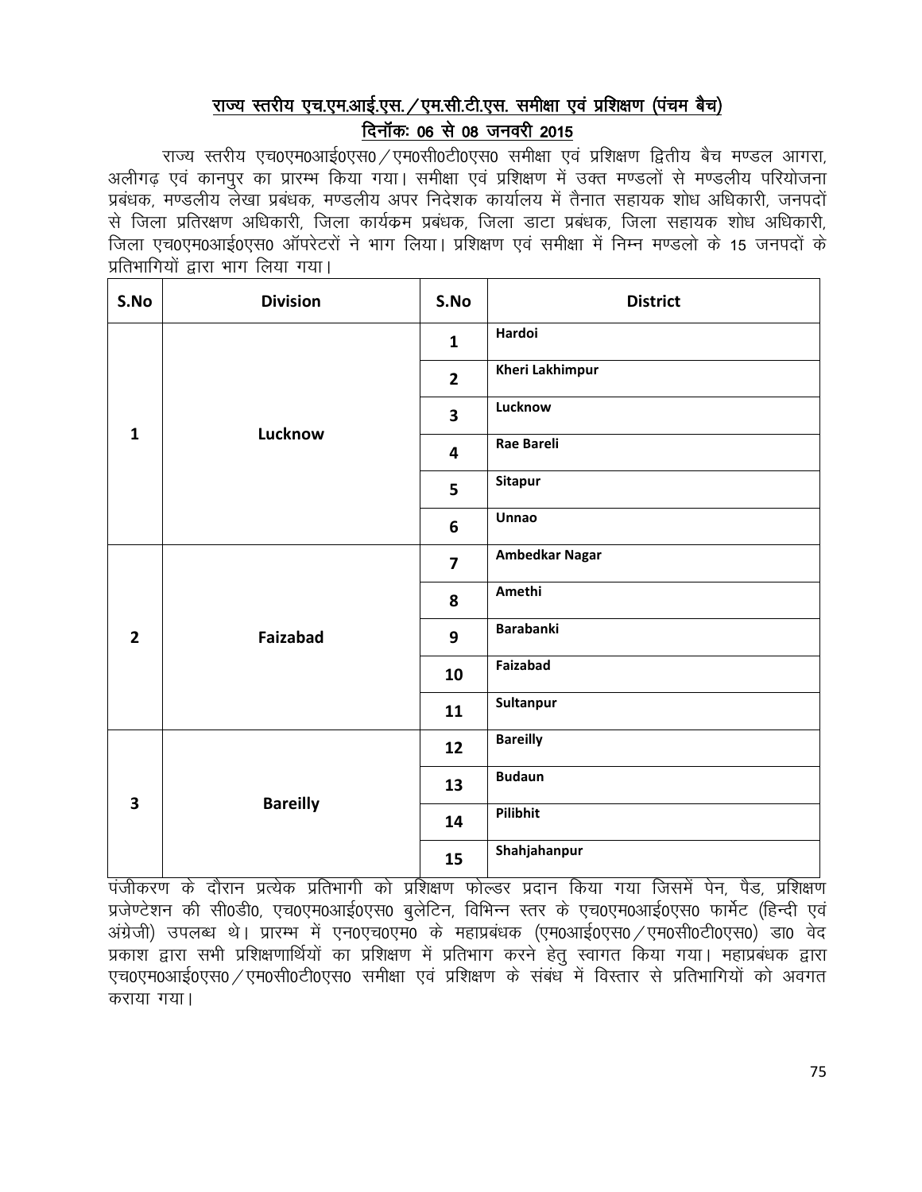## राज्य स्तरीय एच.एम.आई.एस./एम.सी.टी.एस. समीक्षा एवं प्रशिक्षण (पंचम बैच)

## दिनॉकः 06 से 08 जनवरी 2015

राज्य स्तरीय एच0एम0आई0एस0/एम0सी0टी0एस0 समीक्षा एवं प्रशिक्षण द्वितीय बैच मण्डल आगरा, अलीगढ़ एवं कानपुर का प्रारम्भ किया गया। समीक्षा एवं प्रशिक्षण में उक्त मण्डलों से मण्डलीय परियोजना प्रबंधक, मण्डलीय लेखा प्रबंधक, मण्डलीय अपर निदेशक कार्यालय में तैनात सहायक शोध अधिकारी, जनपदों से जिला प्रतिरक्षण अधिकारी, जिला कार्यक्रम प्रबंधक, जिला डाटा प्रबंधक, जिला सहायक शोध अधिकारी, जिला एच0एम0आई0एस0 ऑपरेटरों ने भाग लिया। प्रशिक्षण एवं समीक्षा में निम्न मण्डलो के 15 जनपदों के प्रतिभागियों द्वारा भाग लिया गया।

| S.No | Division | S.No | District |
|---|---|---|---|
| 1 | Lucknow | 1 | Hardoi |
| | | 2 | Kheri Lakhimpur |
| | | 3 | Lucknow |
| | | 4 | Rae Bareli |
| | | 5 | Sitapur |
| | | 6 | Unnao |
| 2 | Faizabad | 7 | Ambedkar Nagar |
| | | 8 | Amethi |
| | | 9 | Barabanki |
| | | 10 | Faizabad |
| | | 11 | Sultanpur |
| 3 | Bareilly | 12 | Bareilly |
| | | 13 | Budaun |
| | | 14 | Pilibhit |
| | | 15 | Shahjahanpur |

पंजीकरण के दौरान प्रत्येक प्रतिभागी को प्रशिक्षण फोल्डर प्रदान किया गया जिसमें पेन, पैड, प्रशिक्षण प्रजेण्टेशन की सी0डी0, एच0एम0आई0एस0 बुलेटिन, विभिन्न स्तर के एच0एम0आई0एस0 फार्मेट (हिन्दी एवं अंग्रेजी) उपलब्ध थे। प्रारम्भ में एन0एच0एम0 के महाप्रबंधक (एम0आई0एस0/एम0सी0टी0एस0) डा0 वेद प्रकाश द्वारा सभी प्रशिक्षणार्थियों का प्रशिक्षण में प्रतिभाग करने हेतु स्वागत किया गया। महाप्रबंधक द्वारा एच0एम0आई0एस0/एम0सी0टी0एस0 समीक्षा एवं प्रशिक्षण के संबंध में विस्तार से प्रतिभागियों को अवगत कराया गया।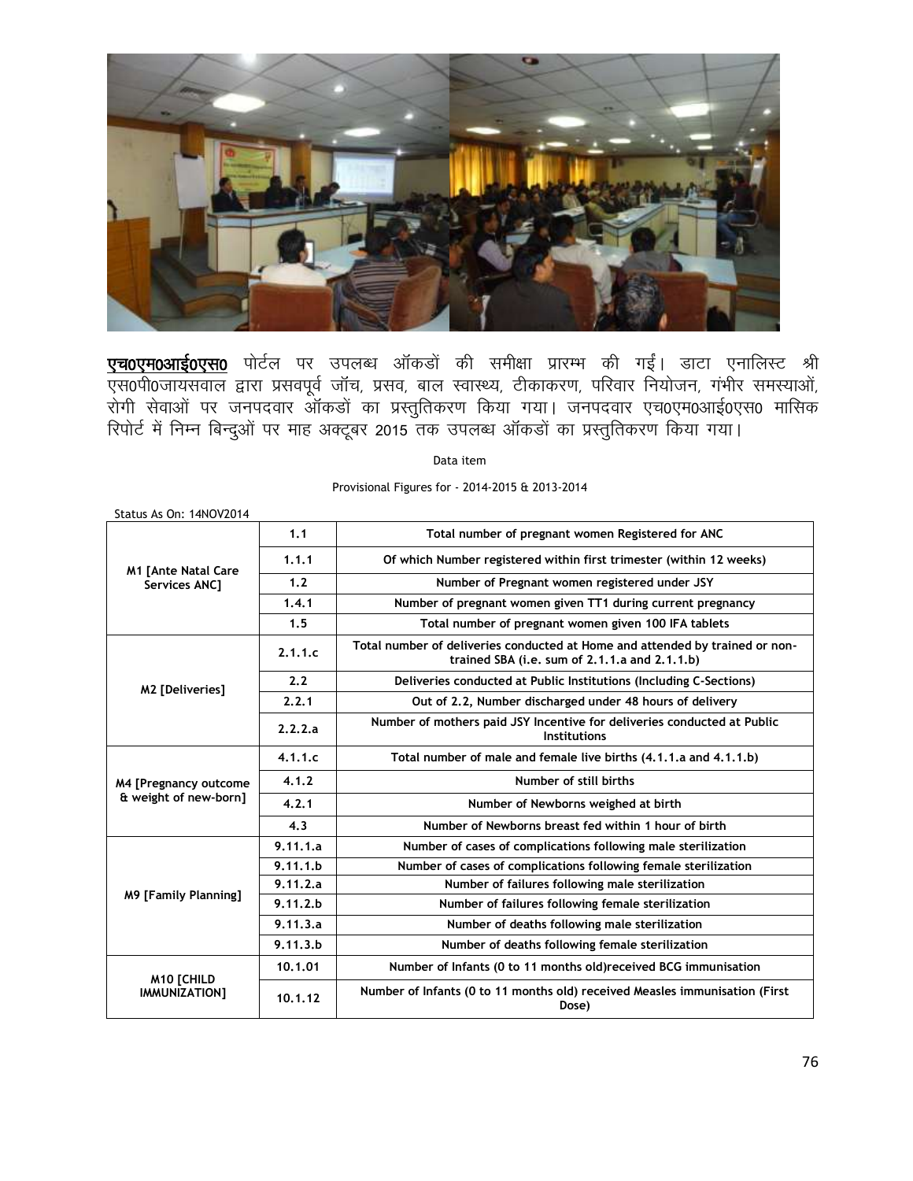<u>**एच0एम0आई0एस0**</u> पोर्टल पर उपलब्ध ऑकडों की समीक्षा प्रारम्भ की गईं। डाटा एनालिस्ट श्री एस0पी0जायसवाल द्वारा प्रसवपूर्व जॉच, प्रसव, बाल स्वास्थ्य, टीकाकरण, परिवार नियोजन, गंभीर समस्याओं, रोगी सेवाओं पर जनपदवार ऑकडों का प्रस्तुतिकरण किया गया। जनपदवार एच0एम0आई0एस0 मासिक रिपोर्ट में निम्न बिन्दुओं पर माह अक्टूबर 2015 तक उपलब्ध ऑकडों का प्रस्तुतिकरण किया गया।

Data item

Provisional Figures for - 2014-2015 & 2013-2014

Status As On: 14NOV2014

| | | |
|---|---|---|
| M1 [Ante Natal Care Services ANC] | 1.1 | Total number of pregnant women Registered for ANC |
| | 1.1.1 | Of which Number registered within first trimester (within 12 weeks) |
| | 1.2 | Number of Pregnant women registered under JSY |
| | 1.4.1 | Number of pregnant women given TT1 during current pregnancy |
| | 1.5 | Total number of pregnant women given 100 IFA tablets |
| M2 [Deliveries] | 2.1.1.c | Total number of deliveries conducted at Home and attended by trained or non-trained SBA (i.e. sum of 2.1.1.a and 2.1.1.b) |
| | 2.2 | Deliveries conducted at Public Institutions (Including C-Sections) |
| | 2.2.1 | Out of 2.2, Number discharged under 48 hours of delivery |
| | 2.2.2.a | Number of mothers paid JSY Incentive for deliveries conducted at Public Institutions |
| M4 [Pregnancy outcome & weight of new-born] | 4.1.1.c | Total number of male and female live births (4.1.1.a and 4.1.1.b) |
| | 4.1.2 | Number of still births |
| | 4.2.1 | Number of Newborns weighed at birth |
| | 4.3 | Number of Newborns breast fed within 1 hour of birth |
| M9 [Family Planning] | 9.11.1.a | Number of cases of complications following male sterilization |
| | 9.11.1.b | Number of cases of complications following female sterilization |
| | 9.11.2.a | Number of failures following male sterilization |
| | 9.11.2.b | Number of failures following female sterilization |
| | 9.11.3.a | Number of deaths following male sterilization |
| | 9.11.3.b | Number of deaths following female sterilization |
| M10 [CHILD IMMUNIZATION] | 10.1.01 | Number of Infants (0 to 11 months old)received BCG immunisation |
| | 10.1.12 | Number of Infants (0 to 11 months old) received Measles immunisation (First Dose) |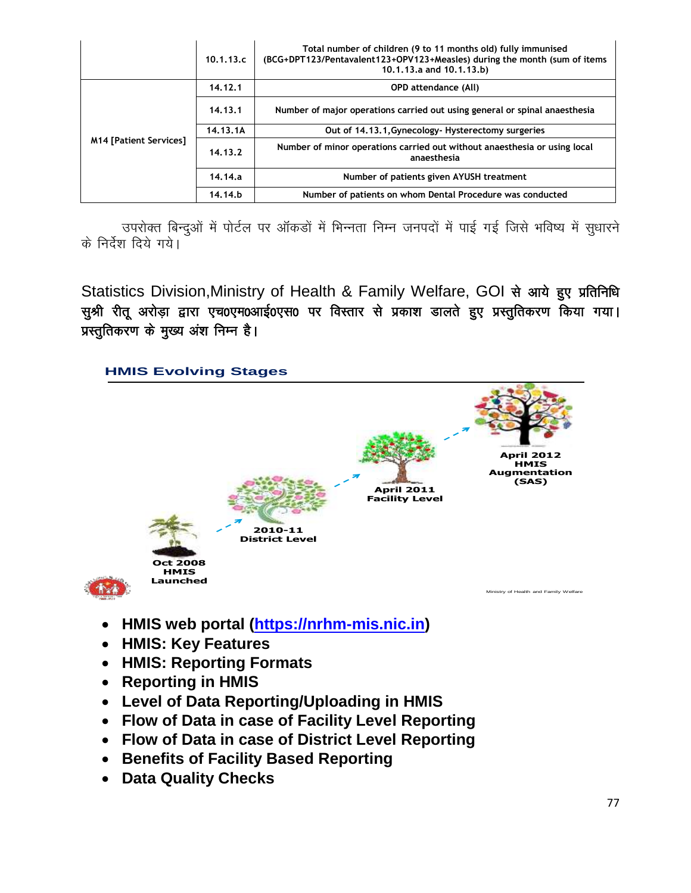| | | |
|---|---|---|
| | 10.1.13.c | Total number of children (9 to 11 months old) fully immunised (BCG+DPT123/Pentavalent123+OPV123+Measles) during the month (sum of items 10.1.13.a and 10.1.13.b) |
| M14 [Patient Services] | 14.12.1 | OPD attendance (All) |
| | 14.13.1 | Number of major operations carried out using general or spinal anaesthesia |
| | 14.13.1A | Out of 14.13.1,Gynecology- Hysterectomy surgeries |
| | 14.13.2 | Number of minor operations carried out without anaesthesia or using local anaesthesia |
| | 14.14.a | Number of patients given AYUSH treatment |
| | 14.14.b | Number of patients on whom Dental Procedure was conducted |

उपरोक्त बिन्दुओं में पोर्टल पर ऑकडों में भिन्नता निम्न जनपदों में पाई गई जिसे भविष्य में सुधारने के निर्देश दिये गये।

**Statistics Division,Ministry of Health & Family Welfare, GOI से आये हुए प्रतिनिधि सुश्री रीतू अरोड़ा द्वारा एच0एम0आई0एस0 पर विस्तार से प्रकाश डालते हुए प्रस्तुतिकरण किया गया। प्रस्तुतिकरण के मुख्य अंश निम्न है।**

**HMIS Evolving Stages**

Oct 2008 HMIS Launched → 2010-11 District Level → April 2011 Facility Level → April 2012 HMIS Augmentation (SAS)

Ministry of Health and Family Welfare

- **HMIS web portal (https://nrhm-mis.nic.in)**
- **HMIS: Key Features**
- **HMIS: Reporting Formats**
- **Reporting in HMIS**
- **Level of Data Reporting/Uploading in HMIS**
- **Flow of Data in case of Facility Level Reporting**
- **Flow of Data in case of District Level Reporting**
- **Benefits of Facility Based Reporting**
- **Data Quality Checks**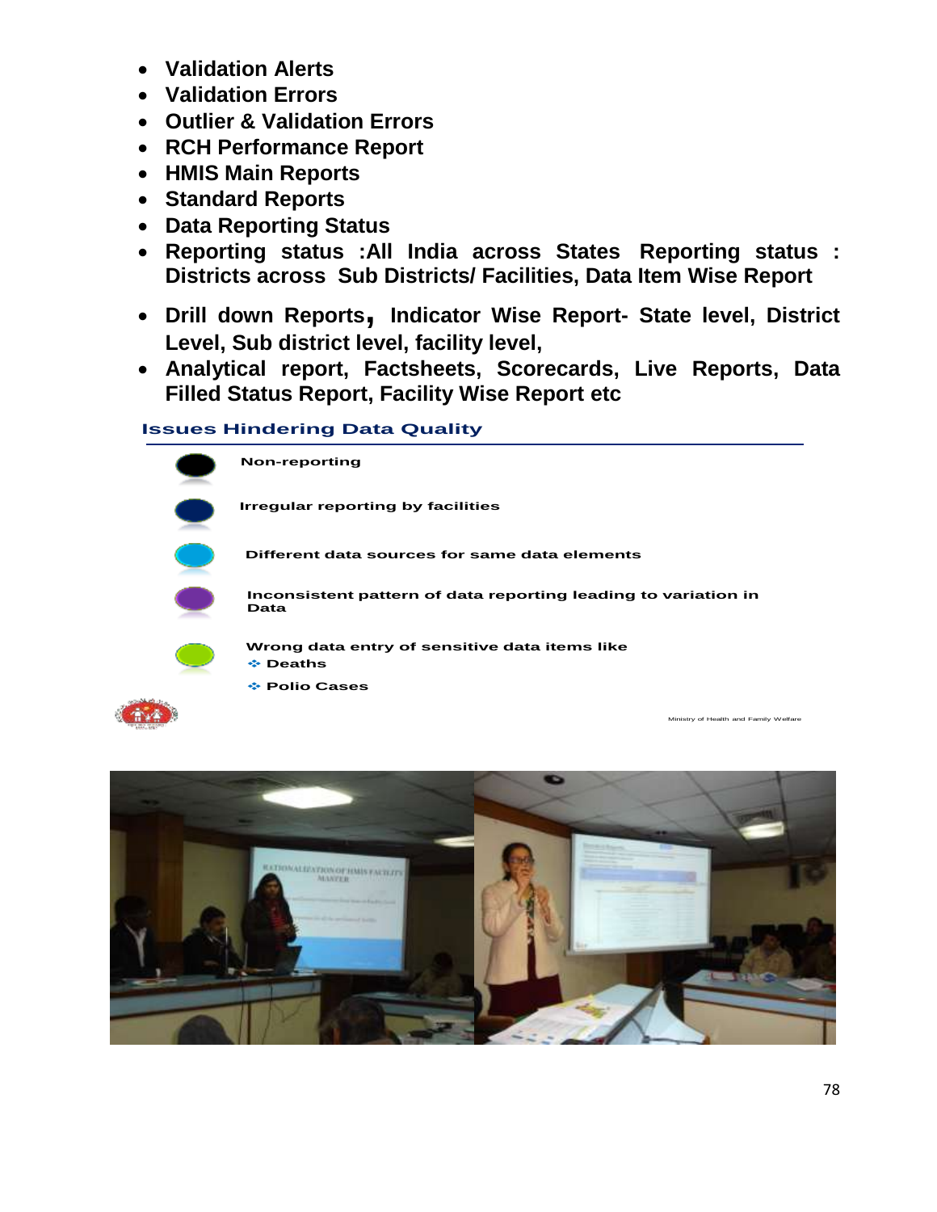- **Validation Alerts**
- **Validation Errors**
- **Outlier & Validation Errors**
- **RCH Performance Report**
- **HMIS Main Reports**
- **Standard Reports**
- **Data Reporting Status**
- **Reporting status :All India across States Reporting status : Districts across Sub Districts/ Facilities, Data Item Wise Report**
- **Drill down Reports, Indicator Wise Report- State level, District Level, Sub district level, facility level,**
- **Analytical report, Factsheets, Scorecards, Live Reports, Data Filled Status Report, Facility Wise Report etc**

**Issues Hindering Data Quality**

- **Non-reporting**
- **Irregular reporting by facilities**
- **Different data sources for same data elements**
- **Inconsistent pattern of data reporting leading to variation in Data**
- **Wrong data entry of sensitive data items like**
  - **Deaths**
  - **Polio Cases**

Ministry of Health and Family Welfare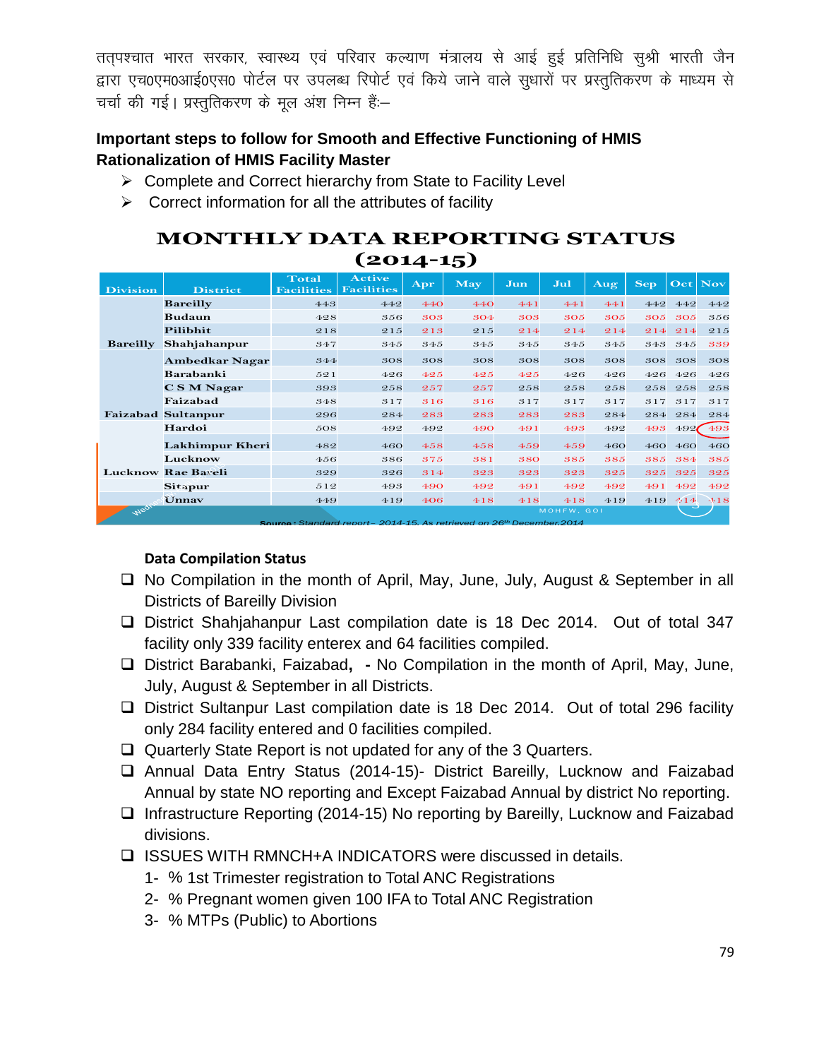तत्पश्चात भारत सरकार, स्वास्थ्य एवं परिवार कल्याण मंत्रालय से आई हुई प्रतिनिधि सुश्री भारती जैन द्वारा एच0एम0आई0एस0 पोर्टल पर उपलब्ध रिपोर्ट एवं किये जाने वाले सुधारों पर प्रस्तुतिकरण के माध्यम से चर्चा की गई। प्रस्तुतिकरण के मूल अंश निम्न हैः–

**Important steps to follow for Smooth and Effective Functioning of HMIS**
**Rationalization of HMIS Facility Master**

- Complete and Correct hierarchy from State to Facility Level
- Correct information for all the attributes of facility

## MONTHLY DATA REPORTING STATUS (2014-15)

| Division | District | Total Facilities | Active Facilities | Apr | May | Jun | Jul | Aug | Sep | Oct | Nov |
|---|---|---|---|---|---|---|---|---|---|---|---|
| Bareilly | Bareilly | 443 | 442 | 440 | 440 | 441 | 441 | 441 | 442 | 442 | 442 |
| | Budaun | 428 | 356 | 303 | 304 | 303 | 305 | 305 | 305 | 305 | 356 |
| | Pilibhit | 218 | 215 | 213 | 215 | 214 | 214 | 214 | 214 | 214 | 215 |
| | Shahjahanpur | 347 | 345 | 345 | 345 | 345 | 345 | 345 | 343 | 345 | 339 |
| Faizabad | Ambedkar Nagar | 344 | 308 | 308 | 308 | 308 | 308 | 308 | 308 | 308 | 308 |
| | Barabanki | 521 | 426 | 425 | 425 | 425 | 426 | 426 | 426 | 426 | 426 |
| | C S M Nagar | 393 | 258 | 257 | 257 | 258 | 258 | 258 | 258 | 258 | 258 |
| | Faizabad | 348 | 317 | 316 | 316 | 317 | 317 | 317 | 317 | 317 | 317 |
| | Sultanpur | 296 | 284 | 283 | 283 | 283 | 283 | 284 | 284 | 284 | 284 |
| Lucknow | Hardoi | 508 | 492 | 492 | 490 | 491 | 493 | 492 | 493 | 492 | 493 |
| | Lakhimpur Kheri | 482 | 460 | 458 | 458 | 459 | 459 | 460 | 460 | 460 | 460 |
| | Lucknow | 456 | 386 | 375 | 381 | 380 | 385 | 385 | 385 | 384 | 385 |
| | Rae Bareli | 329 | 326 | 314 | 323 | 323 | 323 | 325 | 325 | 325 | 325 |
| | Sitapur | 512 | 493 | 490 | 492 | 491 | 492 | 492 | 491 | 492 | 492 |
| | Unnav | 449 | 419 | 406 | 418 | 418 | 418 | 419 | 419 | 414 | 418 |

MOHFW, GOI

Source : Standard report – 2014-15, As retrieved on 26th December,2014

**Data Compilation Status**

- No Compilation in the month of April, May, June, July, August & September in all Districts of Bareilly Division
- District Shahjahanpur Last compilation date is 18 Dec 2014. Out of total 347 facility only 339 facility enterex and 64 facilities compiled.
- District Barabanki, Faizabad, - No Compilation in the month of April, May, June, July, August & September in all Districts.
- District Sultanpur Last compilation date is 18 Dec 2014. Out of total 296 facility only 284 facility entered and 0 facilities compiled.
- Quarterly State Report is not updated for any of the 3 Quarters.
- Annual Data Entry Status (2014-15)- District Bareilly, Lucknow and Faizabad Annual by state NO reporting and Except Faizabad Annual by district No reporting.
- Infrastructure Reporting (2014-15) No reporting by Bareilly, Lucknow and Faizabad divisions.
- ISSUES WITH RMNCH+A INDICATORS were discussed in details.
  1- % 1st Trimester registration to Total ANC Registrations
  2- % Pregnant women given 100 IFA to Total ANC Registration
  3- % MTPs (Public) to Abortions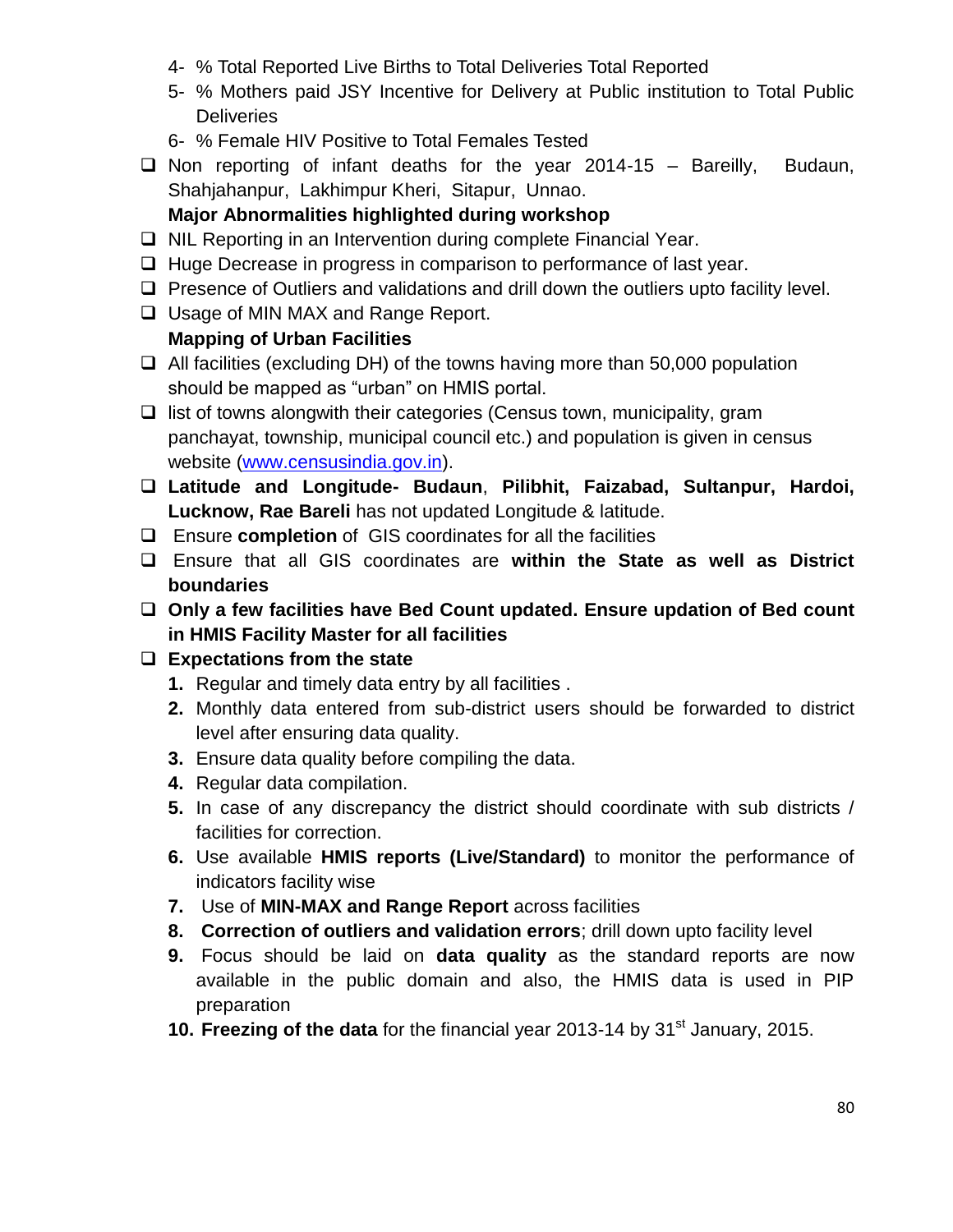4- % Total Reported Live Births to Total Deliveries Total Reported
5- % Mothers paid JSY Incentive for Delivery at Public institution to Total Public Deliveries
6- % Female HIV Positive to Total Females Tested

- Non reporting of infant deaths for the year 2014-15 – Bareilly, Budaun, Shahjahanpur, Lakhimpur Kheri, Sitapur, Unnao.

**Major Abnormalities highlighted during workshop**

- NIL Reporting in an Intervention during complete Financial Year.
- Huge Decrease in progress in comparison to performance of last year.
- Presence of Outliers and validations and drill down the outliers upto facility level.
- Usage of MIN MAX and Range Report.

**Mapping of Urban Facilities**

- All facilities (excluding DH) of the towns having more than 50,000 population should be mapped as "urban" on HMIS portal.
- list of towns alongwith their categories (Census town, municipality, gram panchayat, township, municipal council etc.) and population is given in census website (www.censusindia.gov.in).
- **Latitude and Longitude- Budaun**, **Pilibhit, Faizabad, Sultanpur, Hardoi, Lucknow, Rae Bareli** has not updated Longitude & latitude.
- Ensure **completion** of GIS coordinates for all the facilities
- Ensure that all GIS coordinates are **within the State as well as District boundaries**
- **Only a few facilities have Bed Count updated. Ensure updation of Bed count in HMIS Facility Master for all facilities**
- **Expectations from the state**
  1. Regular and timely data entry by all facilities .
  2. Monthly data entered from sub-district users should be forwarded to district level after ensuring data quality.
  3. Ensure data quality before compiling the data.
  4. Regular data compilation.
  5. In case of any discrepancy the district should coordinate with sub districts / facilities for correction.
  6. Use available **HMIS reports (Live/Standard)** to monitor the performance of indicators facility wise
  7. Use of **MIN-MAX and Range Report** across facilities
  8. **Correction of outliers and validation errors**; drill down upto facility level
  9. Focus should be laid on **data quality** as the standard reports are now available in the public domain and also, the HMIS data is used in PIP preparation
  10. **Freezing of the data** for the financial year 2013-14 by 31st January, 2015.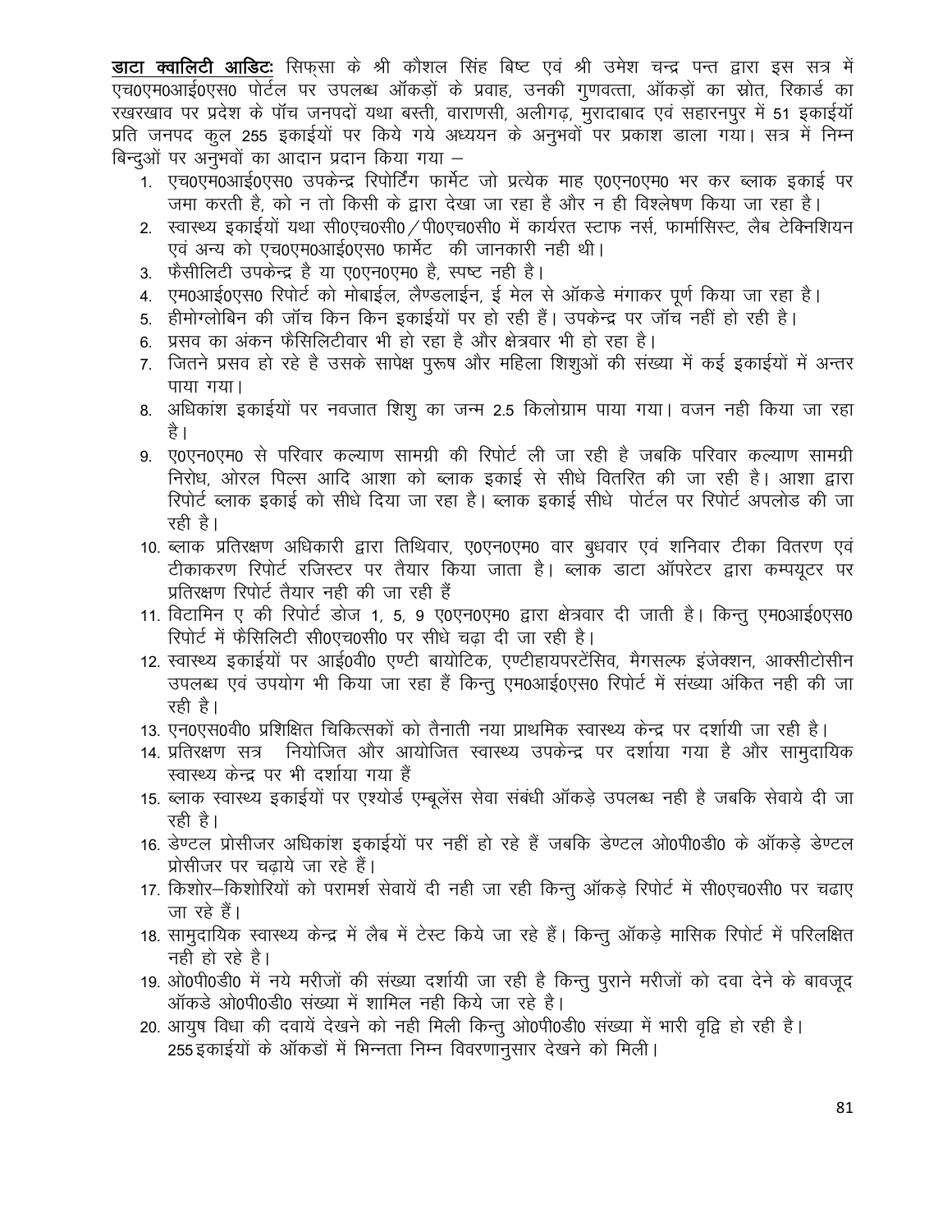**डाटा क्वालिटी आडिटः** सिफ्सा के श्री कौशल सिंह बिष्ट एवं श्री उमेश चन्द्र पन्त द्वारा इस सत्र में एच0एम0आई0एस0 पोर्टल पर उपलब्ध ऑकड़ों के प्रवाह, उनकी गुणवत्ता, ऑकड़ों का स्रोत, रिकार्ड का रखरखाव पर प्रदेश के पॉच जनपदों यथा बस्ती, वाराणसी, अलीगढ़, मुरादाबाद एवं सहारनपुर में 51 इकाईयॉ प्रति जनपद कुल 255 इकाईयों पर किये गये अध्ययन के अनुभवों पर प्रकाश डाला गया। सत्र में निम्न बिन्दुओं पर अनुभवों का आदान प्रदान किया गया –

1. एच0एम0आई0एस0 उपकेन्द्र रिपोर्टिंग फार्मेट जो प्रत्येक माह ए0एन0एम0 भर कर ब्लाक इकाई पर जमा करती है, को न तो किसी के द्वारा देखा जा रहा है और न ही विश्लेषण किया जा रहा है।
2. स्वास्थ्य इकाईयों यथा सी0एच0सी0/पी0एच0सी0 में कार्यरत स्टाफ नर्स, फार्मासिस्ट, लैब टेक्निशियन एवं अन्य को एच0एम0आई0एस0 फार्मेट की जानकारी नही थी।
3. फैसीलिटी उपकेन्द्र है या ए0एन0एम0 है, स्पष्ट नही है।
4. एम0आई0एस0 रिपोर्ट को मोबाईल, लैण्डलाईन, ई मेल से ऑकडे मंगाकर पूर्ण किया जा रहा है।
5. हीमोग्लोबिन की जॉच किन किन इकाईयों पर हो रही हैं। उपकेन्द्र पर जॉच नहीं हो रही है।
6. प्रसव का अंकन फैसिलिटीवार भी हो रहा है और क्षेत्रवार भी हो रहा है।
7. जितने प्रसव हो रहे है उसके सापेक्ष पुरूष और महिला शिशुओं की संख्या में कई इकाईयों में अन्तर पाया गया।
8. अधिकांश इकाईयों पर नवजात शिशु का जन्म 2.5 किलोग्राम पाया गया। वजन नही किया जा रहा है।
9. ए0एन0एम0 से परिवार कल्याण सामग्री की रिपोर्ट ली जा रही है जबकि परिवार कल्याण सामग्री निरोध, ओरल पिल्स आदि आशा को ब्लाक इकाई से सीधे वितरित की जा रही है। आशा द्वारा रिपोर्ट ब्लाक इकाई को सीधे दिया जा रहा है। ब्लाक इकाई सीधे पोर्टल पर रिपोर्ट अपलोड की जा रही है।
10. ब्लाक प्रतिरक्षण अधिकारी द्वारा तिथिवार, ए0एन0एम0 वार बुधवार एवं शनिवार टीका वितरण एवं टीकाकरण रिपोर्ट रजिस्टर पर तैयार किया जाता है। ब्लाक डाटा ऑपरेटर द्वारा कम्पयूटर पर प्रतिरक्षण रिपोर्ट तैयार नही की जा रही हैं
11. विटामिन ए की रिपोर्ट डोज 1, 5, 9 ए0एन0एम0 द्वारा क्षेत्रवार दी जाती है। किन्तु एम0आई0एस0 रिपोर्ट में फैसिलिटी सी0एच0सी0 पर सीधे चढ़ा दी जा रही है।
12. स्वास्थ्य इकाईयों पर आई0वी0 एण्टी बायोटिक, एण्टीहायपरटेंसिव, मैगसल्फ इंजेक्शन, आक्सीटोसीन उपलब्ध एवं उपयोग भी किया जा रहा हैं किन्तु एम0आई0एस0 रिपोर्ट में संख्या अंकित नही की जा रही है।
13. एन0एस0वी0 प्रशिक्षित चिकित्सकों को तैनाती नया प्राथमिक स्वास्थ्य केन्द्र पर दर्शायी जा रही है।
14. प्रतिरक्षण सत्र नियोजित और आयोजित स्वास्थ्य उपकेन्द्र पर दर्शाया गया है और सामुदायिक स्वास्थ्य केन्द्र पर भी दर्शाया गया हैं
15. ब्लाक स्वास्थ्य इकाईयों पर एश्योर्ड एम्बूलेंस सेवा संबंधी ऑकड़े उपलब्ध नही है जबकि सेवाये दी जा रही है।
16. डेण्टल प्रोसीजर अधिकांश इकाईयों पर नहीं हो रहे हैं जबकि डेण्टल ओ0पी0डी0 के ऑकड़े डेण्टल प्रोसीजर पर चढ़ाये जा रहे हैं।
17. किशोर–किशोरियों को परामर्श सेवायें दी नही जा रही किन्तु ऑकड़े रिपोर्ट में सी0एच0सी0 पर चढाए जा रहे हैं।
18. सामुदायिक स्वास्थ्य केन्द्र में लैब में टेस्ट किये जा रहे हैं। किन्तु ऑकड़े मासिक रिपोर्ट में परिलक्षित नही हो रहे है।
19. ओ0पी0डी0 में नये मरीजों की संख्या दर्शायी जा रही है किन्तु पुराने मरीजों को दवा देने के बावजूद ऑकडे ओ0पी0डी0 संख्या में शामिल नही किये जा रहे है।
20. आयुष विधा की दवायें देखने को नही मिली किन्तु ओ0पी0डी0 संख्या में भारी वृद्वि हो रही है।

255 इकाईयों के ऑकडों में भिन्नता निम्न विवरणानुसार देखने को मिली।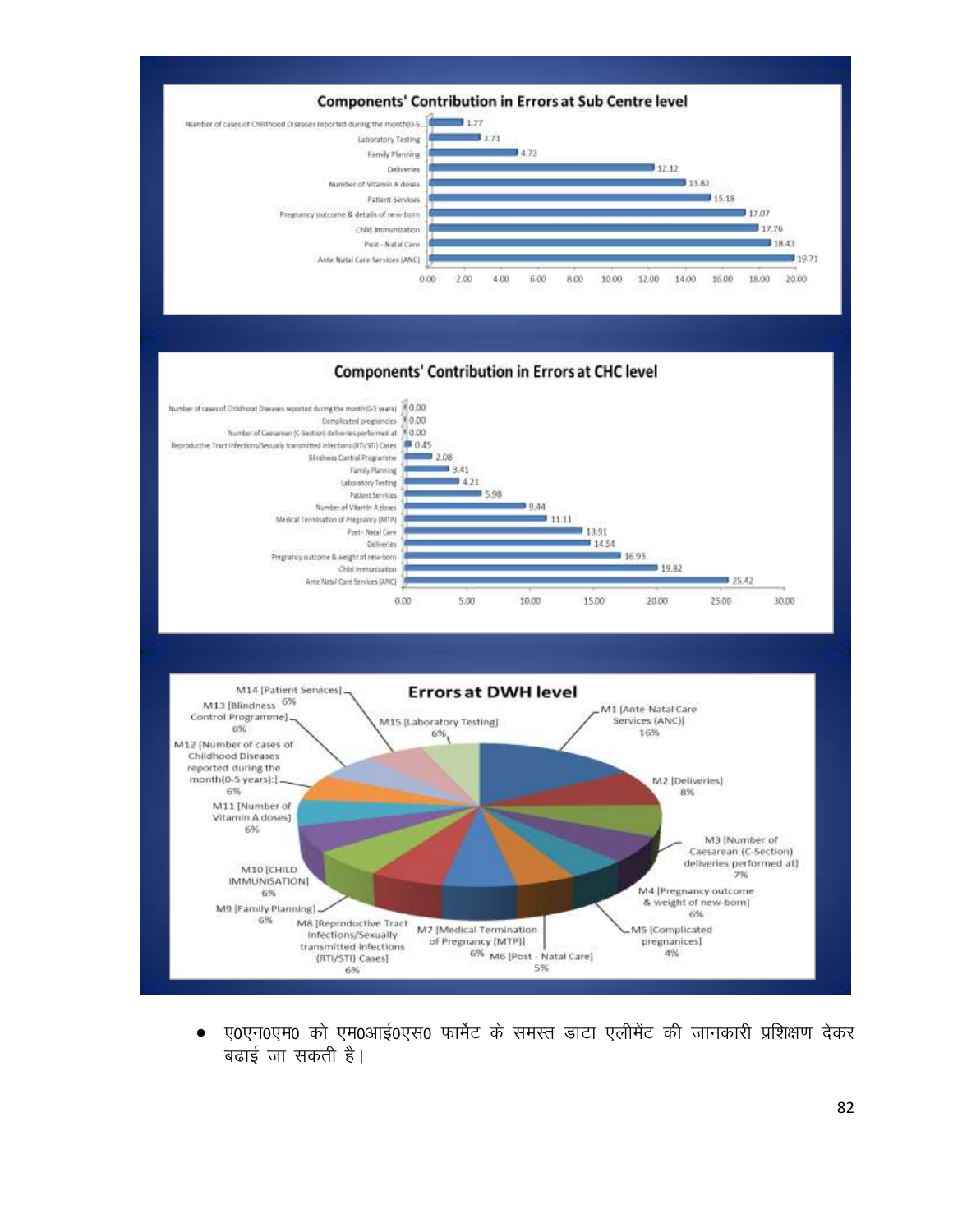## Components' Contribution in Errors at Sub Centre level

| Component | Value |
|---|---|
| Number of cases of Childhood Diseases reported during the month(0-5... | 1.77 |
| Laboratory Testing | 2.71 |
| Family Planning | 4.73 |
| Deliveries | 12.12 |
| Number of Vitamin A doses | 13.82 |
| Patient Services | 15.18 |
| Pregnancy outcome & details of new-born | 17.07 |
| Child Immunization | 17.76 |
| Post - Natal Care | 18.43 |
| Ante Natal Care Services (ANC) | 19.71 |

## Components' Contribution in Errors at CHC level

| Component | Value |
|---|---|
| Number of cases of Childhood Diseases reported during the month(0-5 years) | 0.00 |
| Complicated pregnancies | 0.00 |
| Number of Caesarean (C-Section) deliveries performed at | 0.00 |
| Reproductive Tract Infections/Sexually transmitted infections (RTI/STI) Cases | 0.45 |
| Blindness Control Programme | 2.08 |
| Family Planning | 3.41 |
| Laboratory Testing | 4.21 |
| Patient Services | 5.98 |
| Number of Vitamin A doses | 9.44 |
| Medical Termination of Pregnancy (MTP) | 11.11 |
| Post - Natal Care | 13.91 |
| Deliveries | 14.54 |
| Pregnancy outcome & weight of new-born | 16.93 |
| Child immunization | 19.82 |
| Ante Natal Care Services (ANC) | 25.42 |

## Errors at DWH level

| Component | Share |
|---|---|
| M1 [Ante Natal Care Services (ANC)] | 16% |
| M2 [Deliveries] | 8% |
| M3 [Number of Caesarean (C-Section) deliveries performed at] | 7% |
| M4 [Pregnancy outcome & weight of new-born] | 6% |
| M5 [Complicated pregnanices] | 4% |
| M6 [Post - Natal Care] | 5% |
| M7 [Medical Termination of Pregnancy (MTP)] | 6% |
| M8 [Reproductive Tract Infections/Sexually transmitted infections (RTI/STI) Cases] | 6% |
| M9 [Family Planning] | 6% |
| M10 [CHILD IMMUNISATION] | 6% |
| M11 [Number of Vitamin A doses] | 6% |
| M12 [Number of cases of Childhood Diseases reported during the month(0-5 years):] | 6% |
| M13 [Blindness Control Programme] | 6% |
| M14 [Patient Services] | 6% |
| M15 [Laboratory Testing] | 6% |

- ए0एन0एम0 को एम0आई0एस0 फार्मेट के समस्त डाटा एलीमेंट की जानकारी प्रशिक्षण देकर बढाई जा सकती है।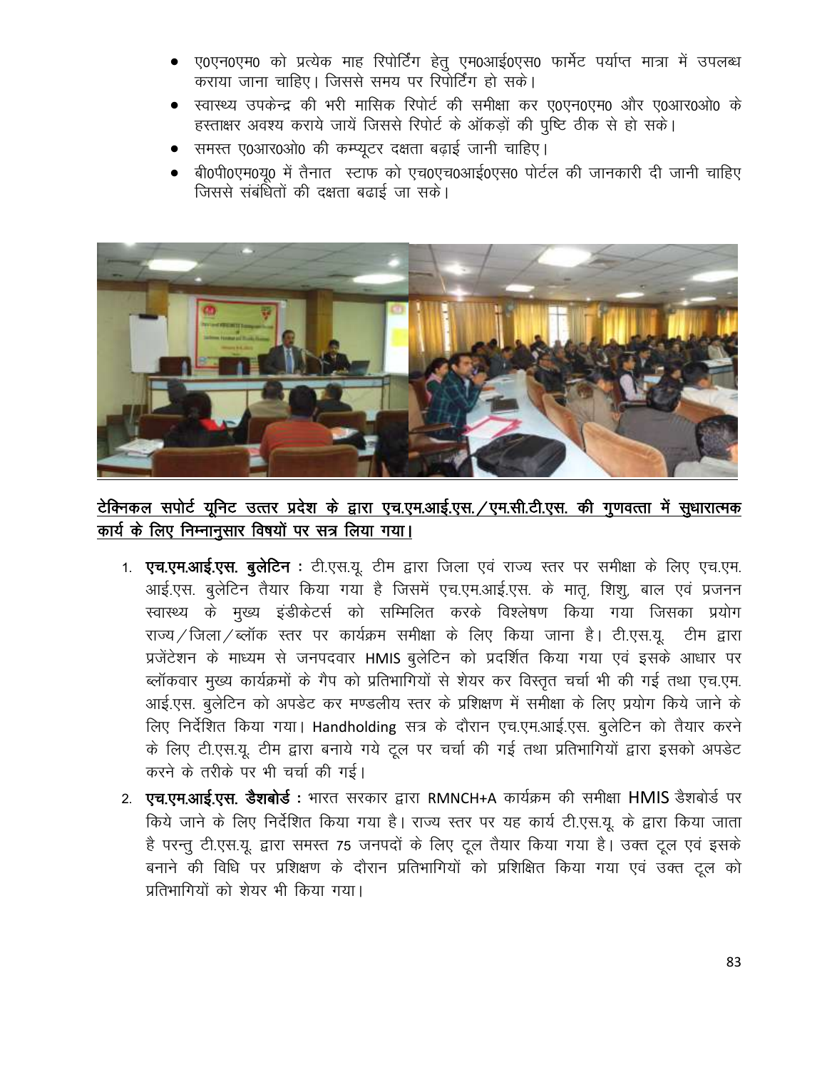- ए0एन0एम0 को प्रत्येक माह रिपोर्टिंग हेतु एम0आई0एस0 फार्मेट पर्याप्त मात्रा में उपलब्ध कराया जाना चाहिए। जिससे समय पर रिपोर्टिंग हो सके।
- स्वास्थ्य उपकेन्द्र की भरी मासिक रिपोर्ट की समीक्षा कर ए0एन0एम0 और ए0आर0ओ0 के हस्ताक्षर अवश्य कराये जायें जिससे रिपोर्ट के ऑकड़ों की पुष्टि ठीक से हो सके।
- समस्त ए0आर0ओ0 की कम्प्यूटर दक्षता बढ़ाई जानी चाहिए।
- बी0पी0एम0यू0 में तैनात स्टाफ को एच0एच0आई0एस0 पोर्टल की जानकारी दी जानी चाहिए जिससे संबंधितों की दक्षता बढाई जा सके।

**<u>टेक्निकल सपोर्ट यूनिट उत्तर प्रदेश के द्वारा एच.एम.आई.एस./एम.सी.टी.एस. की गुणवत्ता में सुधारात्मक कार्य के लिए निम्नानुसार विषयों पर सत्र लिया गया।</u>**

1. **एच.एम.आई.एस. बुलेटिन :** टी.एस.यू. टीम द्वारा जिला एवं राज्य स्तर पर समीक्षा के लिए एच.एम. आई.एस. बुलेटिन तैयार किया गया है जिसमें एच.एम.आई.एस. के मातृ, शिशु, बाल एवं प्रजनन स्वास्थ्य के मुख्य इंडीकेटर्स को सम्मिलित करके विश्लेषण किया गया जिसका प्रयोग राज्य/जिला/ब्लॉक स्तर पर कार्यक्रम समीक्षा के लिए किया जाना है। टी.एस.यू. टीम द्वारा प्रजेंटेशन के माध्यम से जनपदवार HMIS बुलेटिन को प्रदर्शित किया गया एवं इसके आधार पर ब्लॉकवार मुख्य कार्यक्रमों के गैप को प्रतिभागियों से शेयर कर विस्तृत चर्चा भी की गई तथा एच.एम. आई.एस. बुलेटिन को अपडेट कर मण्डलीय स्तर के प्रशिक्षण में समीक्षा के लिए प्रयोग किये जाने के लिए निर्देशित किया गया। Handholding सत्र के दौरान एच.एम.आई.एस. बुलेटिन को तैयार करने के लिए टी.एस.यू. टीम द्वारा बनाये गये टूल पर चर्चा की गई तथा प्रतिभागियों द्वारा इसको अपडेट करने के तरीके पर भी चर्चा की गई।
2. **एच.एम.आई.एस. डैशबोर्ड :** भारत सरकार द्वारा RMNCH+A कार्यक्रम की समीक्षा HMIS डैशबोर्ड पर किये जाने के लिए निर्देशित किया गया है। राज्य स्तर पर यह कार्य टी.एस.यू. के द्वारा किया जाता है परन्तु टी.एस.यू. द्वारा समस्त 75 जनपदों के लिए टूल तैयार किया गया है। उक्त टूल एवं इसके बनाने की विधि पर प्रशिक्षण के दौरान प्रतिभागियों को प्रशिक्षित किया गया एवं उक्त टूल को प्रतिभागियों को शेयर भी किया गया।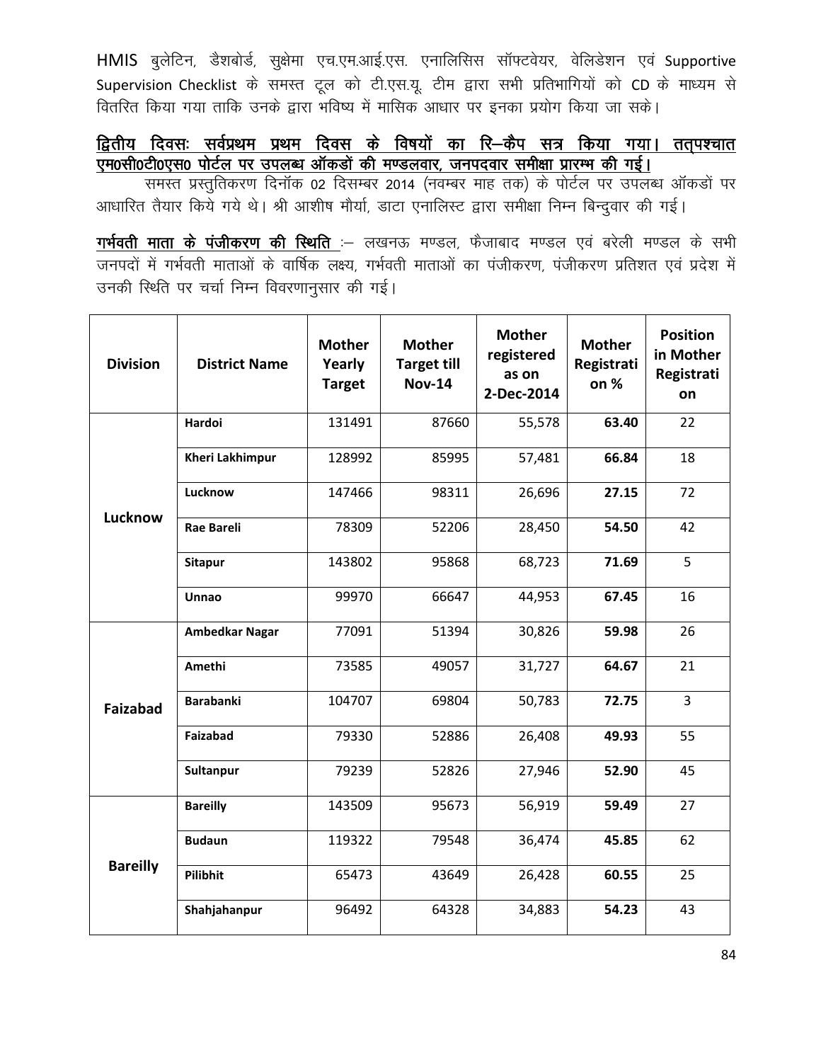HMIS बुलेटिन, डैशबोर्ड, सुक्षेमा एच.एम.आई.एस. एनालिसिस सॉफ्टवेयर, वेलिडेशन एवं Supportive Supervision Checklist के समस्त टूल को टी.एस.यू. टीम द्वारा सभी प्रतिभागियों को CD के माध्यम से वितरित किया गया ताकि उनके द्वारा भविष्य में मासिक आधार पर इनका प्रयोग किया जा सके।

**<u>द्वितीय दिवसः सर्वप्रथम प्रथम दिवस के विषयों का रि–कैप सत्र किया गया। तत्पश्चात एम0सी0टी0एस0 पोर्टल पर उपलब्ध ऑकडों की मण्डलवार, जनपदवार समीक्षा प्रारम्भ की गई।</u>**

समस्त प्रस्तुतिकरण दिनॉक 02 दिसम्बर 2014 (नवम्बर माह तक) के पोर्टल पर उपलब्ध ऑकडों पर आधारित तैयार किये गये थे। श्री आशीष मौर्या, डाटा एनालिस्ट द्वारा समीक्षा निम्न बिन्दुवार की गई।

**<u>गर्भवती माता के पंजीकरण की स्थिति</u>** :– लखनऊ मण्डल, फैजाबाद मण्डल एवं बरेली मण्डल के सभी जनपदों में गर्भवती माताओं के वार्षिक लक्ष्य, गर्भवती माताओं का पंजीकरण, पंजीकरण प्रतिशत एवं प्रदेश में उनकी स्थिति पर चर्चा निम्न विवरणानुसार की गई।

| Division | District Name | Mother Yearly Target | Mother Target till Nov-14 | Mother registered as on 2-Dec-2014 | Mother Registration % | Position in Mother Registration |
|---|---|---|---|---|---|---|
| Lucknow | **Hardoi** | 131491 | 87660 | 55,578 | **63.40** | 22 |
| | **Kheri Lakhimpur** | 128992 | 85995 | 57,481 | **66.84** | 18 |
| | **Lucknow** | 147466 | 98311 | 26,696 | **27.15** | 72 |
| | **Rae Bareli** | 78309 | 52206 | 28,450 | **54.50** | 42 |
| | **Sitapur** | 143802 | 95868 | 68,723 | **71.69** | 5 |
| | **Unnao** | 99970 | 66647 | 44,953 | **67.45** | 16 |
| Faizabad | **Ambedkar Nagar** | 77091 | 51394 | 30,826 | **59.98** | 26 |
| | **Amethi** | 73585 | 49057 | 31,727 | **64.67** | 21 |
| | **Barabanki** | 104707 | 69804 | 50,783 | **72.75** | 3 |
| | **Faizabad** | 79330 | 52886 | 26,408 | **49.93** | 55 |
| | **Sultanpur** | 79239 | 52826 | 27,946 | **52.90** | 45 |
| Bareilly | **Bareilly** | 143509 | 95673 | 56,919 | **59.49** | 27 |
| | **Budaun** | 119322 | 79548 | 36,474 | **45.85** | 62 |
| | **Pilibhit** | 65473 | 43649 | 26,428 | **60.55** | 25 |
| | **Shahjahanpur** | 96492 | 64328 | 34,883 | **54.23** | 43 |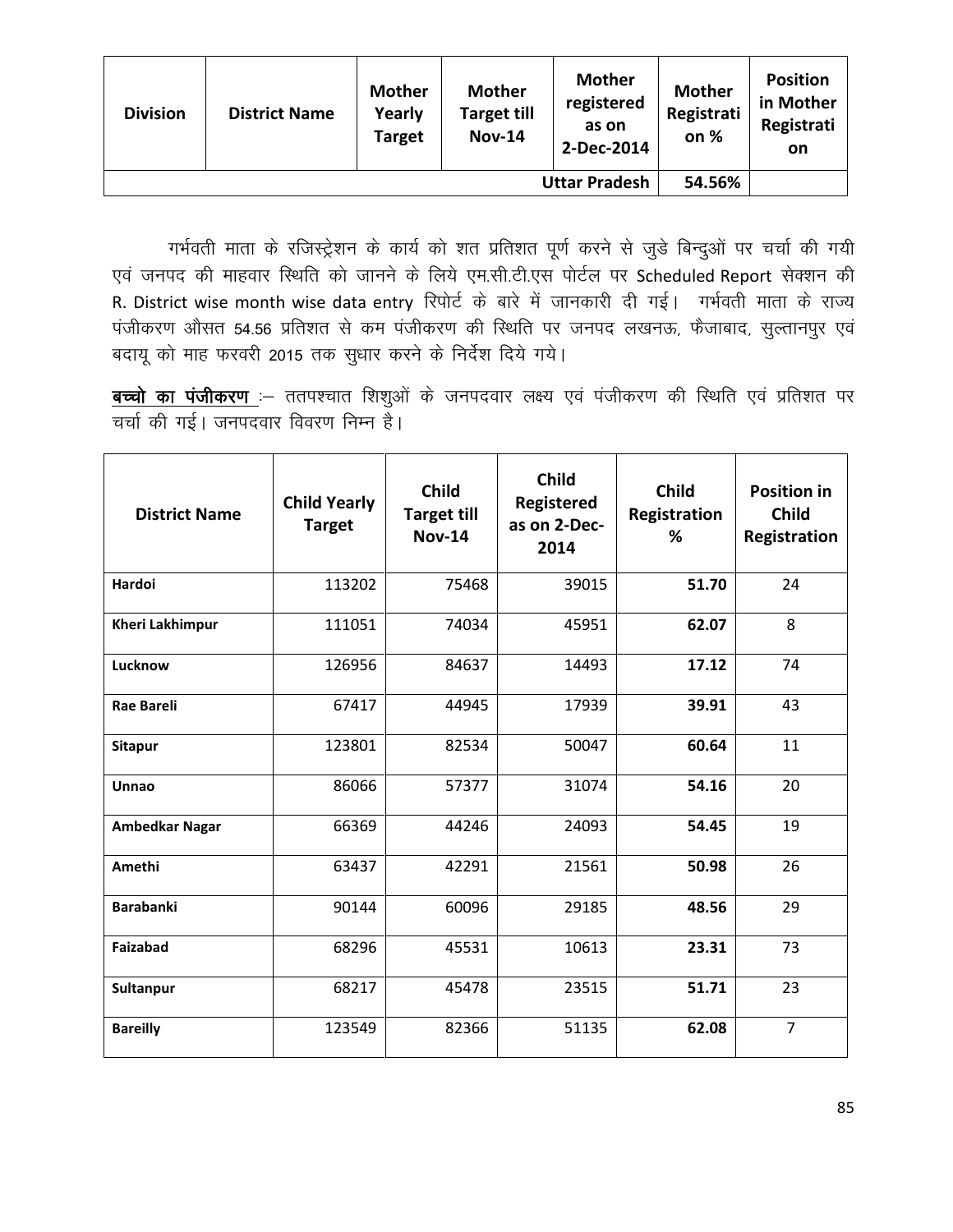| Division | District Name | Mother Yearly Target | Mother Target till Nov-14 | Mother registered as on 2-Dec-2014 | Mother Registration % | Position in Mother Registration |
|---|---|---|---|---|---|---|
| | | | | Uttar Pradesh | 54.56% | |

गर्भवती माता के रजिस्ट्रेशन के कार्य को शत प्रतिशत पूर्ण करने से जुडे बिन्दुओं पर चर्चा की गयी एवं जनपद की माहवार स्थिति को जानने के लिये एम.सी.टी.एस पोर्टल पर Scheduled Report सेक्शन की R. District wise month wise data entry रिपोर्ट के बारे में जानकारी दी गई। गर्भवती माता के राज्य पंजीकरण औसत 54.56 प्रतिशत से कम पंजीकरण की स्थिति पर जनपद लखनऊ, फैजाबाद, सुल्तानपुर एवं बदायू को माह फरवरी 2015 तक सुधार करने के निर्देश दिये गये।

**बच्चो का पंजीकरण** :– ततपश्चात शिशुओं के जनपदवार लक्ष्य एवं पंजीकरण की स्थिति एवं प्रतिशत पर चर्चा की गई। जनपदवार विवरण निम्न है।

| District Name | Child Yearly Target | Child Target till Nov-14 | Child Registered as on 2-Dec-2014 | Child Registration % | Position in Child Registration |
|---|---|---|---|---|---|
| **Hardoi** | 113202 | 75468 | 39015 | **51.70** | 24 |
| **Kheri Lakhimpur** | 111051 | 74034 | 45951 | **62.07** | 8 |
| **Lucknow** | 126956 | 84637 | 14493 | **17.12** | 74 |
| **Rae Bareli** | 67417 | 44945 | 17939 | **39.91** | 43 |
| **Sitapur** | 123801 | 82534 | 50047 | **60.64** | 11 |
| **Unnao** | 86066 | 57377 | 31074 | **54.16** | 20 |
| **Ambedkar Nagar** | 66369 | 44246 | 24093 | **54.45** | 19 |
| **Amethi** | 63437 | 42291 | 21561 | **50.98** | 26 |
| **Barabanki** | 90144 | 60096 | 29185 | **48.56** | 29 |
| **Faizabad** | 68296 | 45531 | 10613 | **23.31** | 73 |
| **Sultanpur** | 68217 | 45478 | 23515 | **51.71** | 23 |
| **Bareilly** | 123549 | 82366 | 51135 | **62.08** | 7 |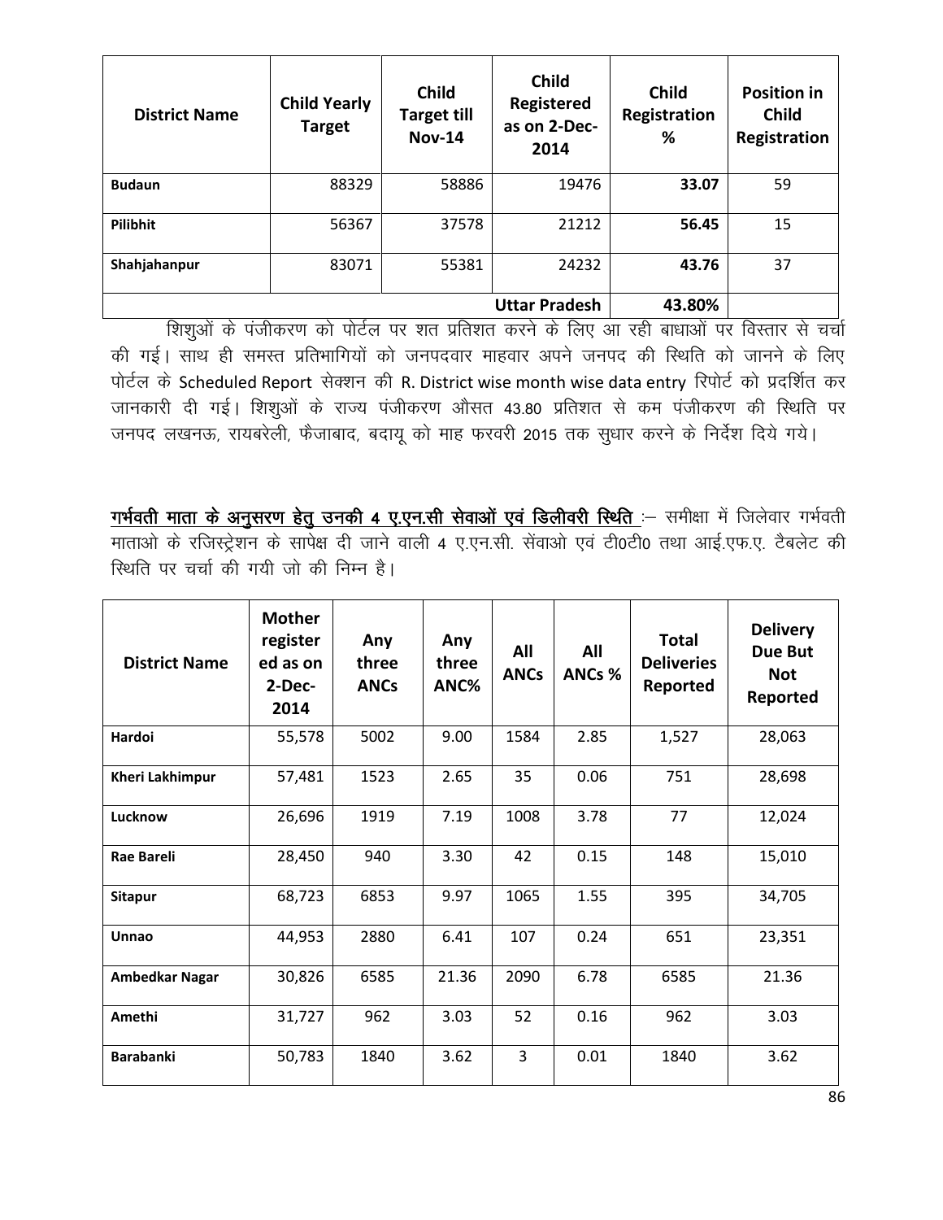| District Name | Child Yearly Target | Child Target till Nov-14 | Child Registered as on 2-Dec-2014 | Child Registration % | Position in Child Registration |
|---|---|---|---|---|---|
| **Budaun** | 88329 | 58886 | 19476 | **33.07** | 59 |
| **Pilibhit** | 56367 | 37578 | 21212 | **56.45** | 15 |
| **Shahjahanpur** | 83071 | 55381 | 24232 | **43.76** | 37 |
| | | | **Uttar Pradesh** | **43.80%** | |

शिशुओं के पंजीकरण को पोर्टल पर शत प्रतिशत करने के लिए आ रही बाधाओं पर विस्तार से चर्चा की गई। साथ ही समस्त प्रतिभागियों को जनपदवार माहवार अपने जनपद की स्थिति को जानने के लिए पोर्टल के Scheduled Report सेक्शन की R. District wise month wise data entry रिपोर्ट को प्रदर्शित कर जानकारी दी गई। शिशुओं के राज्य पंजीकरण औसत 43.80 प्रतिशत से कम पंजीकरण की स्थिति पर जनपद लखनऊ, रायबरेली, फैजाबाद, बदायू को माह फरवरी 2015 तक सुधार करने के निर्देश दिये गये।

**गर्भवती माता के अनुसरण हेतु उनकी 4 ए.एन.सी सेवाओं एवं डिलीवरी स्थिति** :– समीक्षा में जिलेवार गर्भवती माताओ के रजिस्ट्रेशन के सापेक्ष दी जाने वाली 4 ए.एन.सी. सेंवाओ एवं टी0टी0 तथा आई.एफ.ए. टैबलेट की स्थिति पर चर्चा की गयी जो की निम्न है।

| District Name | Mother registered as on 2-Dec-2014 | Any three ANCs | Any three ANC% | All ANCs | All ANCs % | Total Deliveries Reported | Delivery Due But Not Reported |
|---|---|---|---|---|---|---|---|
| **Hardoi** | 55,578 | 5002 | 9.00 | 1584 | 2.85 | 1,527 | 28,063 |
| **Kheri Lakhimpur** | 57,481 | 1523 | 2.65 | 35 | 0.06 | 751 | 28,698 |
| **Lucknow** | 26,696 | 1919 | 7.19 | 1008 | 3.78 | 77 | 12,024 |
| **Rae Bareli** | 28,450 | 940 | 3.30 | 42 | 0.15 | 148 | 15,010 |
| **Sitapur** | 68,723 | 6853 | 9.97 | 1065 | 1.55 | 395 | 34,705 |
| **Unnao** | 44,953 | 2880 | 6.41 | 107 | 0.24 | 651 | 23,351 |
| **Ambedkar Nagar** | 30,826 | 6585 | 21.36 | 2090 | 6.78 | 6585 | 21.36 |
| **Amethi** | 31,727 | 962 | 3.03 | 52 | 0.16 | 962 | 3.03 |
| **Barabanki** | 50,783 | 1840 | 3.62 | 3 | 0.01 | 1840 | 3.62 |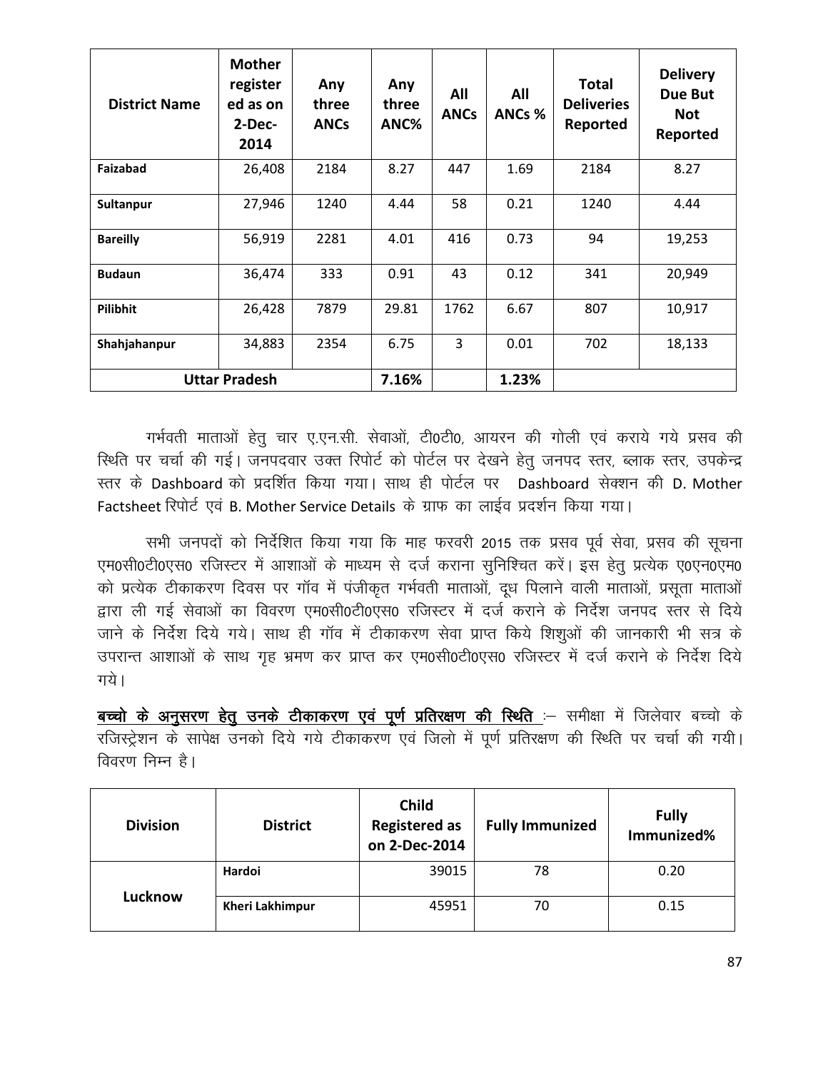| District Name | Mother registered as on 2-Dec-2014 | Any three ANCs | Any three ANC% | All ANCs | All ANCs % | Total Deliveries Reported | Delivery Due But Not Reported |
|---|---|---|---|---|---|---|---|
| **Faizabad** | 26,408 | 2184 | 8.27 | 447 | 1.69 | 2184 | 8.27 |
| **Sultanpur** | 27,946 | 1240 | 4.44 | 58 | 0.21 | 1240 | 4.44 |
| **Bareilly** | 56,919 | 2281 | 4.01 | 416 | 0.73 | 94 | 19,253 |
| **Budaun** | 36,474 | 333 | 0.91 | 43 | 0.12 | 341 | 20,949 |
| **Pilibhit** | 26,428 | 7879 | 29.81 | 1762 | 6.67 | 807 | 10,917 |
| **Shahjahanpur** | 34,883 | 2354 | 6.75 | 3 | 0.01 | 702 | 18,133 |
| **Uttar Pradesh** | | | **7.16%** | | **1.23%** | | |

गर्भवती माताओं हेतु चार ए.एन.सी. सेवाओं, टी0टी0, आयरन की गोली एवं कराये गये प्रसव की स्थिति पर चर्चा की गई। जनपदवार उक्त रिपोर्ट को पोर्टल पर देखने हेतु जनपद स्तर, ब्लाक स्तर, उपकेन्द्र स्तर के Dashboard को प्रदर्शित किया गया। साथ ही पोर्टल पर Dashboard सेक्शन की D. Mother Factsheet रिपोर्ट एवं B. Mother Service Details के ग्राफ का लाईव प्रदर्शन किया गया।

सभी जनपदों को निर्देशित किया गया कि माह फरवरी 2015 तक प्रसव पूर्व सेवा, प्रसव की सूचना एम0सी0टी0एस0 रजिस्टर में आशाओं के माध्यम से दर्ज कराना सुनिश्चित करें। इस हेतु प्रत्येक ए0एन0एम0 को प्रत्येक टीकाकरण दिवस पर गॉव में पंजीकृत गर्भवती माताओं, दूध पिलाने वाली माताओं, प्रसूता माताओं द्वारा ली गई सेवाओं का विवरण एम0सी0टी0एस0 रजिस्टर में दर्ज कराने के निर्देश जनपद स्तर से दिये जाने के निर्देश दिये गये। साथ ही गॉव में टीकाकरण सेवा प्राप्त किये शिशुओं की जानकारी भी सत्र के उपरान्त आशाओं के साथ गृह भ्रमण कर प्राप्त कर एम0सी0टी0एस0 रजिस्टर में दर्ज कराने के निर्देश दिये गये।

**<u>बच्चो के अनुसरण हेतु उनके टीकाकरण एवं पूर्ण प्रतिरक्षण की स्थिति</u>** :– समीक्षा में जिलेवार बच्चो के रजिस्ट्रेशन के सापेक्ष उनको दिये गये टीकाकरण एवं जिलो में पूर्ण प्रतिरक्षण की स्थिति पर चर्चा की गयी। विवरण निम्न है।

| Division | District | Child Registered as on 2-Dec-2014 | Fully Immunized | Fully Immunized% |
|---|---|---|---|---|
| Lucknow | **Hardoi** | 39015 | 78 | 0.20 |
| | **Kheri Lakhimpur** | 45951 | 70 | 0.15 |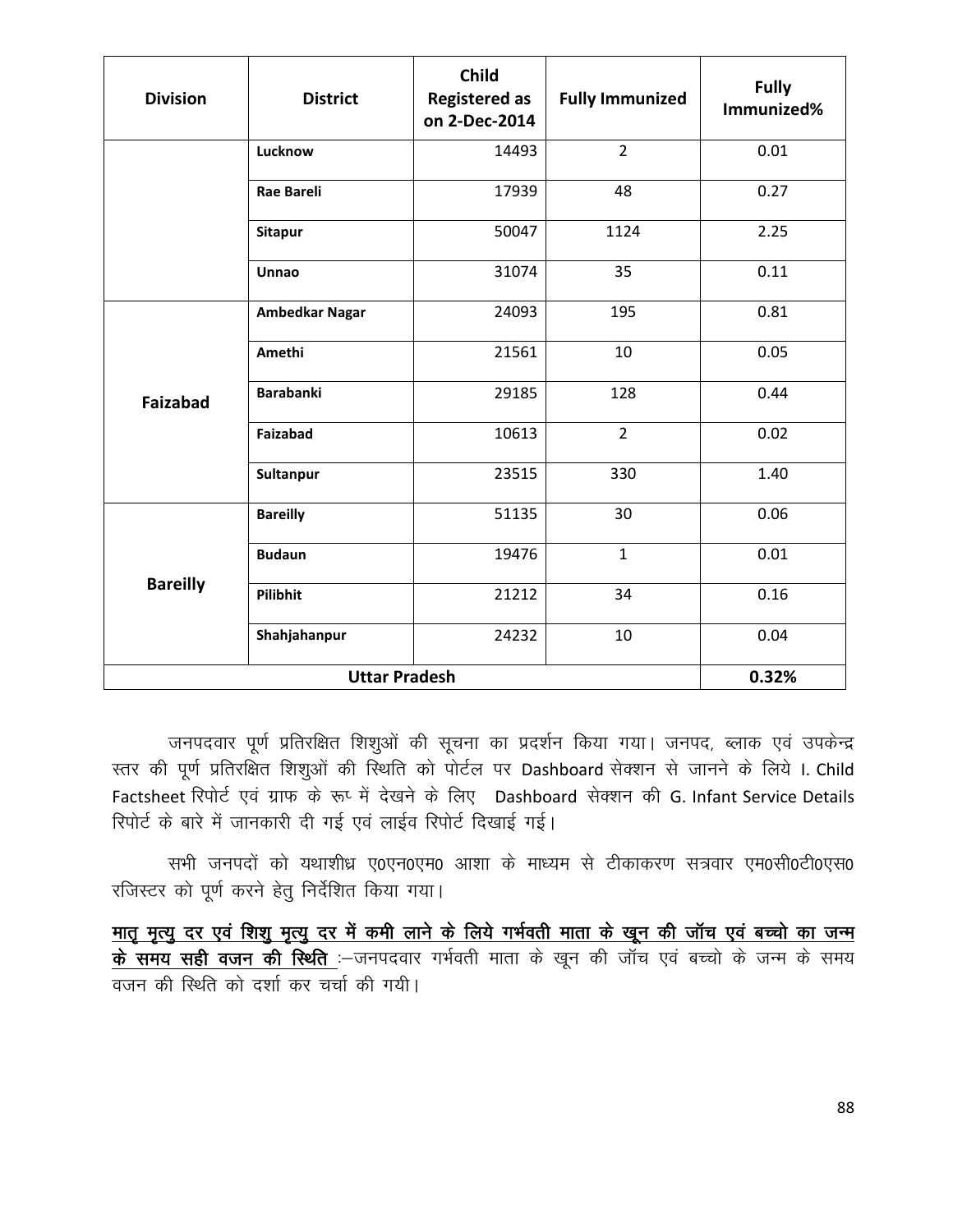| Division | District | Child Registered as on 2-Dec-2014 | Fully Immunized | Fully Immunized% |
|---|---|---|---|---|
| | **Lucknow** | 14493 | 2 | 0.01 |
| | **Rae Bareli** | 17939 | 48 | 0.27 |
| | **Sitapur** | 50047 | 1124 | 2.25 |
| | **Unnao** | 31074 | 35 | 0.11 |
| **Faizabad** | **Ambedkar Nagar** | 24093 | 195 | 0.81 |
| | **Amethi** | 21561 | 10 | 0.05 |
| | **Barabanki** | 29185 | 128 | 0.44 |
| | **Faizabad** | 10613 | 2 | 0.02 |
| | **Sultanpur** | 23515 | 330 | 1.40 |
| **Bareilly** | **Bareilly** | 51135 | 30 | 0.06 |
| | **Budaun** | 19476 | 1 | 0.01 |
| | **Pilibhit** | 21212 | 34 | 0.16 |
| | **Shahjahanpur** | 24232 | 10 | 0.04 |
| **Uttar Pradesh** | | | | **0.32%** |

जनपदवार पूर्ण प्रतिरक्षित शिशुओं की सूचना का प्रदर्शन किया गया। जनपद, ब्लाक एवं उपकेन्द्र स्तर की पूर्ण प्रतिरक्षित शिशुओं की स्थिति को पोर्टल पर Dashboard सेक्शन से जानने के लिये I. Child Factsheet रिपोर्ट एवं ग्राफ के रूप में देखने के लिए Dashboard सेक्शन की G. Infant Service Details रिपोर्ट के बारे में जानकारी दी गई एवं लाईव रिपोर्ट दिखाई गई।

सभी जनपदों को यथाशीध्र ए0एन0एम0 आशा के माध्यम से टीकाकरण सत्रवार एम0सी0टी0एस0 रजिस्टर को पूर्ण करने हेतु निर्देशित किया गया।

<u>**मातृ मृत्यु दर एवं शिशु मृत्यु दर में कमी लाने के लिये गर्भवती माता के खून की जॉच एवं बच्चो का जन्म के समय सही वजन की स्थिति**</u> :–जनपदवार गर्भवती माता के खून की जॉच एवं बच्चो के जन्म के समय वजन की स्थिति को दर्शा कर चर्चा की गयी।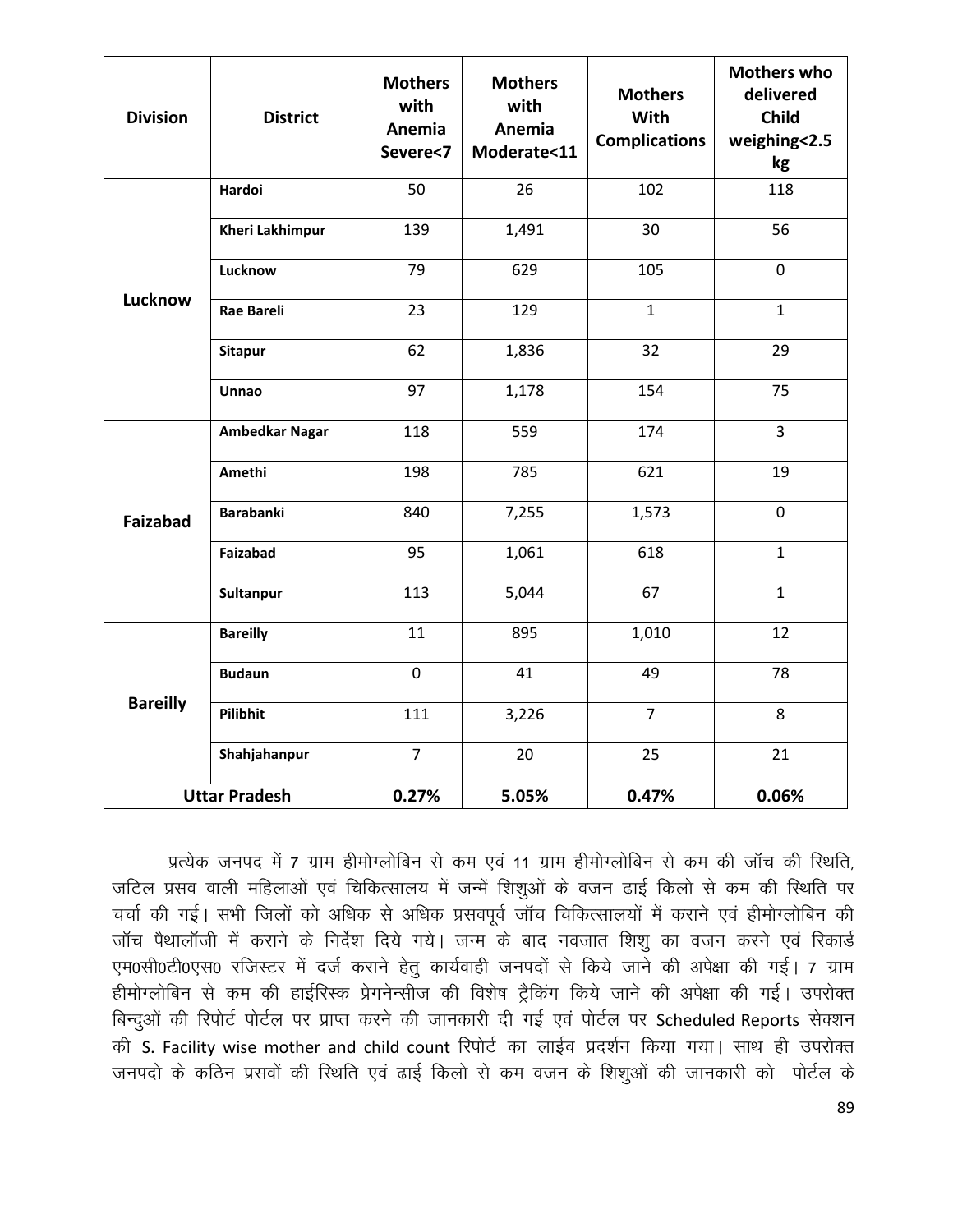| Division | District | Mothers with Anemia Severe<7 | Mothers with Anemia Moderate<11 | Mothers With Complications | Mothers who delivered Child weighing<2.5 kg |
|---|---|---|---|---|---|
| Lucknow | **Hardoi** | 50 | 26 | 102 | 118 |
| | **Kheri Lakhimpur** | 139 | 1,491 | 30 | 56 |
| | **Lucknow** | 79 | 629 | 105 | 0 |
| | **Rae Bareli** | 23 | 129 | 1 | 1 |
| | **Sitapur** | 62 | 1,836 | 32 | 29 |
| | **Unnao** | 97 | 1,178 | 154 | 75 |
| Faizabad | **Ambedkar Nagar** | 118 | 559 | 174 | 3 |
| | **Amethi** | 198 | 785 | 621 | 19 |
| | **Barabanki** | 840 | 7,255 | 1,573 | 0 |
| | **Faizabad** | 95 | 1,061 | 618 | 1 |
| | **Sultanpur** | 113 | 5,044 | 67 | 1 |
| Bareilly | **Bareilly** | 11 | 895 | 1,010 | 12 |
| | **Budaun** | 0 | 41 | 49 | 78 |
| | **Pilibhit** | 111 | 3,226 | 7 | 8 |
| | **Shahjahanpur** | 7 | 20 | 25 | 21 |
| **Uttar Pradesh** | | **0.27%** | **5.05%** | **0.47%** | **0.06%** |

प्रत्येक जनपद में 7 ग्राम हीमोग्लोबिन से कम एवं 11 ग्राम हीमोग्लोबिन से कम की जॉच की स्थिति, जटिल प्रसव वाली महिलाओं एवं चिकित्सालय में जन्में शिशुओं के वजन ढाई किलो से कम की स्थिति पर चर्चा की गई। सभी जिलों को अधिक से अधिक प्रसवपूर्व जॉच चिकित्सालयों में कराने एवं हीमोग्लोबिन की जॉच पैथालॉजी में कराने के निर्देश दिये गये। जन्म के बाद नवजात शिशु का वजन करने एवं रिकार्ड एम0सी0टी0एस0 रजिस्टर में दर्ज कराने हेतु कार्यवाही जनपदों से किये जाने की अपेक्षा की गई। 7 ग्राम हीमोग्लोबिन से कम की हाईरिस्क प्रेगनेन्सीज की विशेष ट्रैकिंग किये जाने की अपेक्षा की गई। उपरोक्त बिन्दुओं की रिपोर्ट पोर्टल पर प्राप्त करने की जानकारी दी गई एवं पोर्टल पर Scheduled Reports सेक्शन की S. Facility wise mother and child count रिपोर्ट का लाईव प्रदर्शन किया गया। साथ ही उपरोक्त जनपदो के कठिन प्रसवों की स्थिति एवं ढाई किलो से कम वजन के शिशुओं की जानकारी को पोर्टल के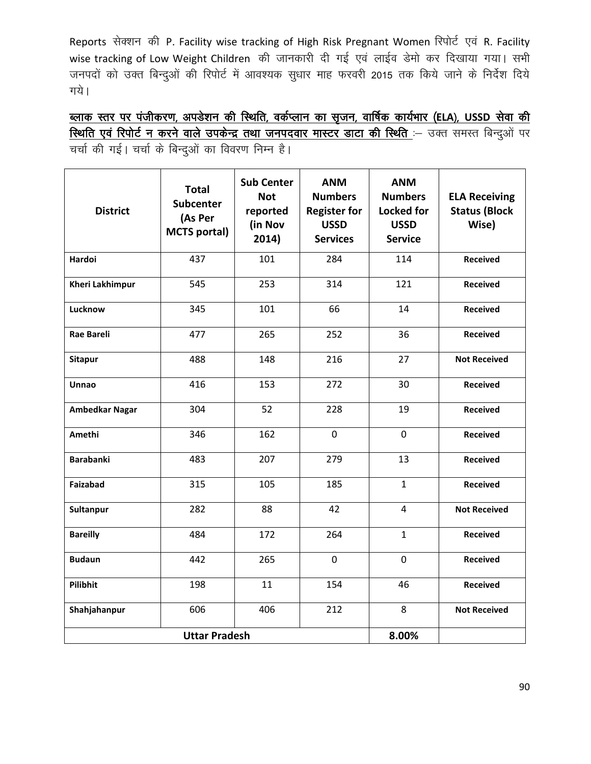Reports सेक्शन की P. Facility wise tracking of High Risk Pregnant Women रिपोर्ट एवं R. Facility wise tracking of Low Weight Children की जानकारी दी गई एवं लाईव डेमो कर दिखाया गया। सभी जनपदों को उक्त बिन्दुओं की रिपोर्ट में आवश्यक सुधार माह फरवरी 2015 तक किये जाने के निर्देश दिये गये।

**<u>ब्लाक स्तर पर पंजीकरण, अपडेशन की स्थिति, वर्कप्लान का सृजन, वार्षिक कार्यभार (ELA), USSD सेवा की स्थिति एवं रिपोर्ट न करने वाले उपकेन्द्र तथा जनपदवार मास्टर डाटा की स्थिति</u>** :– उक्त समस्त बिन्दुओं पर चर्चा की गई। चर्चा के बिन्दुओं का विवरण निम्न है।

| District | Total Subcenter (As Per MCTS portal) | Sub Center Not reported (in Nov 2014) | ANM Numbers Register for USSD Services | ANM Numbers Locked for USSD Service | ELA Receiving Status (Block Wise) |
|---|---|---|---|---|---|
| **Hardoi** | 437 | 101 | 284 | 114 | **Received** |
| **Kheri Lakhimpur** | 545 | 253 | 314 | 121 | **Received** |
| **Lucknow** | 345 | 101 | 66 | 14 | **Received** |
| **Rae Bareli** | 477 | 265 | 252 | 36 | **Received** |
| **Sitapur** | 488 | 148 | 216 | 27 | **Not Received** |
| **Unnao** | 416 | 153 | 272 | 30 | **Received** |
| **Ambedkar Nagar** | 304 | 52 | 228 | 19 | **Received** |
| **Amethi** | 346 | 162 | 0 | 0 | **Received** |
| **Barabanki** | 483 | 207 | 279 | 13 | **Received** |
| **Faizabad** | 315 | 105 | 185 | 1 | **Received** |
| **Sultanpur** | 282 | 88 | 42 | 4 | **Not Received** |
| **Bareilly** | 484 | 172 | 264 | 1 | **Received** |
| **Budaun** | 442 | 265 | 0 | 0 | **Received** |
| **Pilibhit** | 198 | 11 | 154 | 46 | **Received** |
| **Shahjahanpur** | 606 | 406 | 212 | 8 | **Not Received** |
| **Uttar Pradesh** | | | | **8.00%** | |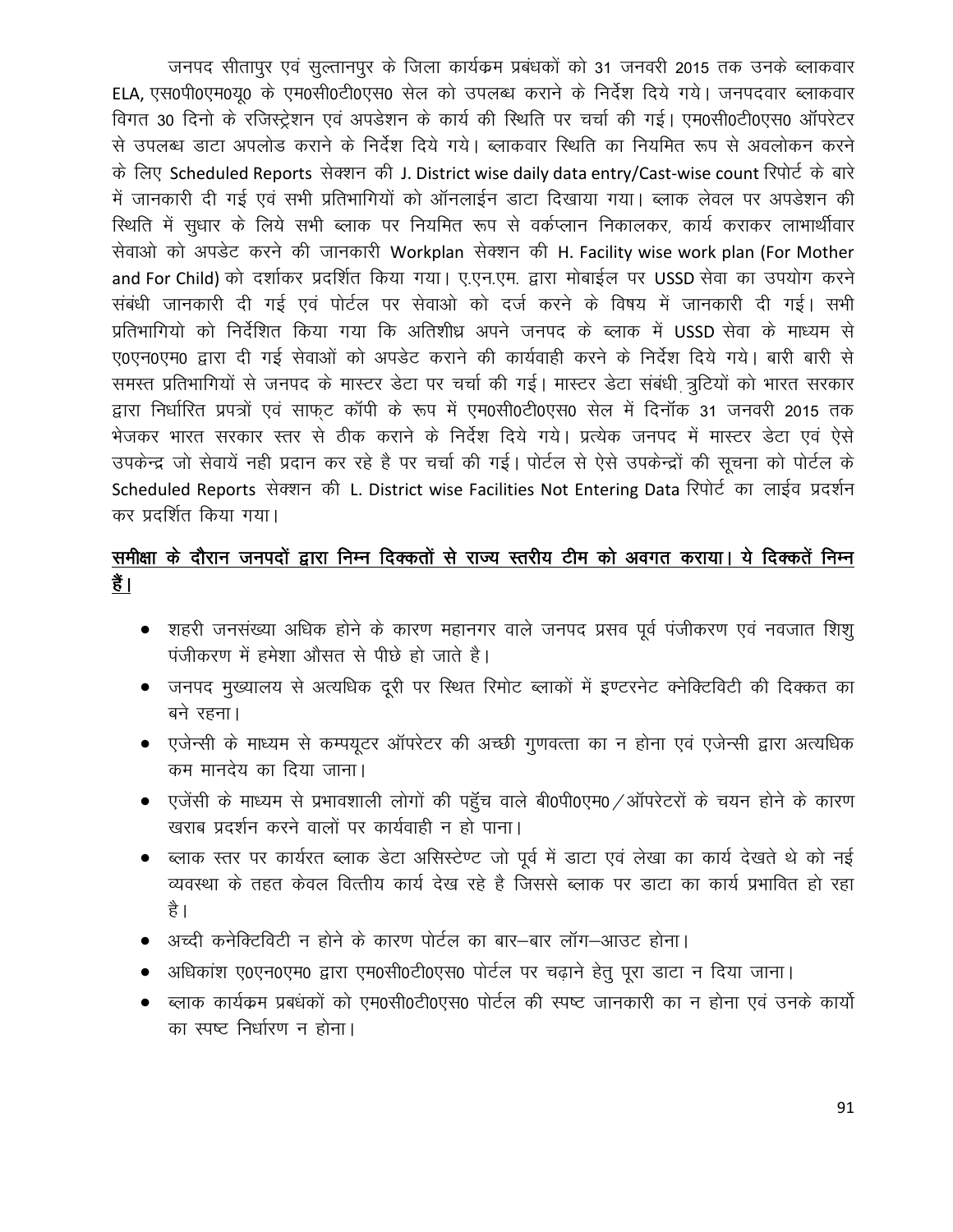जनपद सीतापुर एवं सुल्तानपुर के जिला कार्यक्रम प्रबंधकों को 31 जनवरी 2015 तक उनके ब्लाकवार ELA, एस0पी0एम0यू0 के एम0सी0टी0एस0 सेल को उपलब्ध कराने के निर्देश दिये गये। जनपदवार ब्लाकवार विगत 30 दिनो के रजिस्ट्रेशन एवं अपडेशन के कार्य की स्थिति पर चर्चा की गई। एम0सी0टी0एस0 ऑपरेटर से उपलब्ध डाटा अपलोड कराने के निर्देश दिये गये। ब्लाकवार स्थिति का नियमित रूप से अवलोकन करने के लिए Scheduled Reports सेक्शन की J. District wise daily data entry/Cast-wise count रिपोर्ट के बारे में जानकारी दी गई एवं सभी प्रतिभागियों को ऑनलाईन डाटा दिखाया गया। ब्लाक लेवल पर अपडेशन की स्थिति में सुधार के लिये सभी ब्लाक पर नियमित रूप से वर्कप्लान निकालकर, कार्य कराकर लाभार्थीवार सेवाओ को अपडेट करने की जानकारी Workplan सेक्शन की H. Facility wise work plan (For Mother and For Child) को दर्शाकर प्रदर्शित किया गया। ए.एन.एम. द्वारा मोबाईल पर USSD सेवा का उपयोग करने संबंधी जानकारी दी गई एवं पोर्टल पर सेवाओ को दर्ज करने के विषय में जानकारी दी गई। सभी प्रतिभागियो को निर्देशित किया गया कि अतिशीध्र अपने जनपद के ब्लाक में USSD सेवा के माध्यम से ए0एन0एम0 द्वारा दी गई सेवाओं को अपडेट कराने की कार्यवाही करने के निर्देश दिये गये। बारी बारी से समस्त प्रतिभागियों से जनपद के मास्टर डेटा पर चर्चा की गई। मास्टर डेटा संबंधी त्रुटियों को भारत सरकार द्वारा निर्धारित प्रपत्रों एवं साफ्ट कॉपी के रूप में एम0सी0टी0एस0 सेल में दिनॉक 31 जनवरी 2015 तक भेजकर भारत सरकार स्तर से ठीक कराने के निर्देश दिये गये। प्रत्येक जनपद में मास्टर डेटा एवं ऐसे उपकेन्द्र जो सेवायें नही प्रदान कर रहे है पर चर्चा की गई। पोर्टल से ऐसे उपकेन्द्रों की सूचना को पोर्टल के Scheduled Reports सेक्शन की L. District wise Facilities Not Entering Data रिपोर्ट का लाईव प्रदर्शन कर प्रदर्शित किया गया।

**समीक्षा के दौरान जनपदों द्वारा निम्न दिक्कतों से राज्य स्तरीय टीम को अवगत कराया। ये दिक्कतें निम्न हैं।**

- शहरी जनसंख्या अधिक होने के कारण महानगर वाले जनपद प्रसव पूर्व पंजीकरण एवं नवजात शिशु पंजीकरण में हमेशा औसत से पीछे हो जाते है।
- जनपद मुख्यालय से अत्यधिक दूरी पर स्थित रिमोट ब्लाकों में इण्टरनेट क्नेक्टिविटी की दिक्कत का बने रहना।
- एजेन्सी के माध्यम से कम्पयूटर ऑपरेटर की अच्छी गुणवत्ता का न होना एवं एजेन्सी द्वारा अत्यधिक कम मानदेय का दिया जाना।
- एजेंसी के माध्यम से प्रभावशाली लोगों की पहुॅच वाले बी0पी0एम0/ऑपरेटरों के चयन होने के कारण खराब प्रदर्शन करने वालों पर कार्यवाही न हो पाना।
- ब्लाक स्तर पर कार्यरत ब्लाक डेटा असिस्टेण्ट जो पूर्व में डाटा एवं लेखा का कार्य देखते थे को नई व्यवस्था के तहत केवल वित्तीय कार्य देख रहे है जिससे ब्लाक पर डाटा का कार्य प्रभावित हो रहा है।
- अच्दी कनेक्टिविटी न होने के कारण पोर्टल का बार–बार लॉग–आउट होना।
- अधिकांश ए0एन0एम0 द्वारा एम0सी0टी0एस0 पोर्टल पर चढ़ाने हेतु पूरा डाटा न दिया जाना।
- ब्लाक कार्यक्रम प्रबंधकों को एम0सी0टी0एस0 पोर्टल की स्पष्ट जानकारी का न होना एवं उनके कार्यो का स्पष्ट निर्धारण न होना।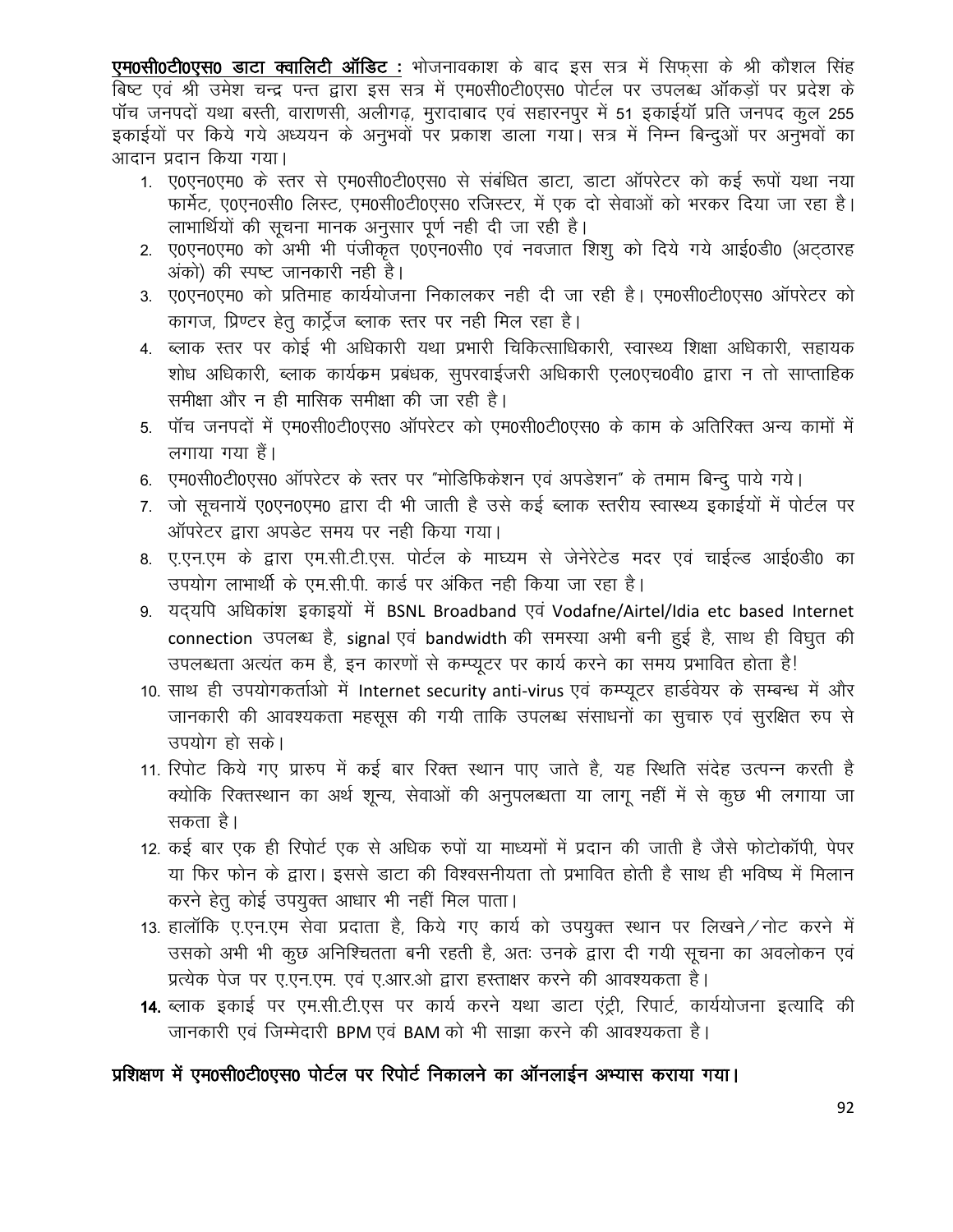**एम0सी0टी0एस0 डाटा क्वालिटी ऑडिट :** भोजनावकाश के बाद इस सत्र में सिफ्सा के श्री कौशल सिंह बिष्ट एवं श्री उमेश चन्द्र पन्त द्वारा इस सत्र में एम0सी0टी0एस0 पोर्टल पर उपलब्ध ऑकड़ों पर प्रदेश के पॉच जनपदों यथा बस्ती, वाराणसी, अलीगढ़, मुरादाबाद एवं सहारनपुर में 51 इकाईयॉ प्रति जनपद कुल 255 इकाईयों पर किये गये अध्ययन के अनुभवों पर प्रकाश डाला गया। सत्र में निम्न बिन्दुओं पर अनुभवों का आदान प्रदान किया गया।

1. ए0एन0एम0 के स्तर से एम0सी0टी0एस0 से संबंधित डाटा, डाटा ऑपरेटर को कई रूपों यथा नया फार्मेट, ए0एन0सी0 लिस्ट, एम0सी0टी0एस0 रजिस्टर, में एक दो सेवाओं को भरकर दिया जा रहा है। लाभार्थियों की सूचना मानक अनुसार पूर्ण नही दी जा रही है।
2. ए0एन0एम0 को अभी भी पंजीकृत ए0एन0सी0 एवं नवजात शिशु को दिये गये आई0डी0 (अट्ठारह अंको) की स्पष्ट जानकारी नही है।
3. ए0एन0एम0 को प्रतिमाह कार्ययोजना निकालकर नही दी जा रही है। एम0सी0टी0एस0 ऑपरेटर को कागज, प्रिण्टर हेतु कार्ट्रेज ब्लाक स्तर पर नही मिल रहा है।
4. ब्लाक स्तर पर कोई भी अधिकारी यथा प्रभारी चिकित्साधिकारी, स्वास्थ्य शिक्षा अधिकारी, सहायक शोध अधिकारी, ब्लाक कार्यक्रम प्रबंधक, सुपरवाईजरी अधिकारी एल0एच0वी0 द्वारा न तो साप्ताहिक समीक्षा और न ही मासिक समीक्षा की जा रही है।
5. पॉच जनपदों में एम0सी0टी0एस0 ऑपरेटर को एम0सी0टी0एस0 के काम के अतिरिक्त अन्य कामों में लगाया गया हैं।
6. एम0सी0टी0एस0 ऑपरेटर के स्तर पर "मोडिफिकेशन एवं अपडेशन" के तमाम बिन्दु पाये गये।
7. जो सूचनायें ए0एन0एम0 द्वारा दी भी जाती है उसे कई ब्लाक स्तरीय स्वास्थ्य इकाईयों में पोर्टल पर ऑपरेटर द्वारा अपडेट समय पर नही किया गया।
8. ए.एन.एम के द्वारा एम.सी.टी.एस. पोर्टल के माध्यम से जेनेरेटेड मदर एवं चाईल्ड आई0डी0 का उपयोग लाभार्थी के एम.सी.पी. कार्ड पर अंकित नही किया जा रहा है।
9. यद्यपि अधिकांश इकाइयों में BSNL Broadband एवं Vodafne/Airtel/Idia etc based Internet connection उपलब्ध है, signal एवं bandwidth की समस्या अभी बनी हुई है, साथ ही विद्युत की उपलब्धता अत्यंत कम है, इन कारणों से कम्प्यूटर पर कार्य करने का समय प्रभावित होता है!
10. साथ ही उपयोगकर्ताओ में Internet security anti-virus एवं कम्प्यूटर हार्डवेयर के सम्बन्ध में और जानकारी की आवश्यकता महसूस की गयी ताकि उपलब्ध संसाधनों का सुचारु एवं सुरक्षित रुप से उपयोग हो सके।
11. रिपोट किये गए प्रारुप में कई बार रिक्त स्थान पाए जाते है, यह स्थिति संदेह उत्पन्न करती है क्योकि रिक्तस्थान का अर्थ शून्य, सेवाओं की अनुपलब्धता या लागू नहीं में से कुछ भी लगाया जा सकता है।
12. कई बार एक ही रिपोर्ट एक से अधिक रुपों या माध्यमों में प्रदान की जाती है जैसे फोटोकॉपी, पेपर या फिर फोन के द्वारा। इससे डाटा की विश्वसनीयता तो प्रभावित होती है साथ ही भविष्य में मिलान करने हेतु कोई उपयुक्त आधार भी नहीं मिल पाता।
13. हालॉकि ए.एन.एम सेवा प्रदाता है, किये गए कार्य को उपयुक्त स्थान पर लिखने/नोट करने में उसको अभी भी कुछ अनिश्चितता बनी रहती है, अतः उनके द्वारा दी गयी सूचना का अवलोकन एवं प्रत्येक पेज पर ए.एन.एम. एवं ए.आर.ओ द्वारा हस्ताक्षर करने की आवश्यकता है।
14. ब्लाक इकाई पर एम.सी.टी.एस पर कार्य करने यथा डाटा एंट्री, रिपार्ट, कार्ययोजना इत्यादि की जानकारी एवं जिम्मेदारी BPM एवं BAM को भी साझा करने की आवश्यकता है।

**प्रशिक्षण में एम0सी0टी0एस0 पोर्टल पर रिपोर्ट निकालने का ऑनलाईन अभ्यास कराया गया।**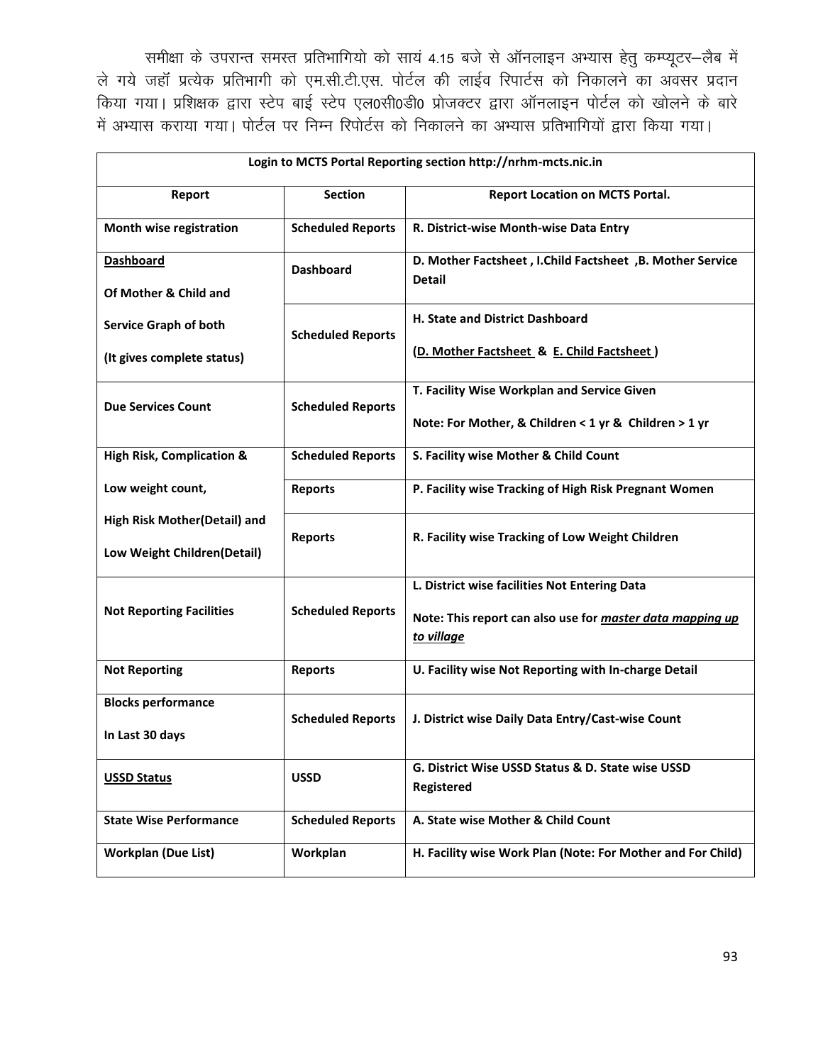समीक्षा के उपरान्त समस्त प्रतिभागियो को सायं 4.15 बजे से ऑनलाइन अभ्यास हेतु कम्प्यूटर–लैब में ले गये जहाँ प्रत्येक प्रतिभागी को एम.सी.टी.एस. पोर्टल की लाईव रिपार्टस को निकालने का अवसर प्रदान किया गया। प्रशिक्षक द्वारा स्टेप बाई स्टेप एल0सी0डी0 प्रोजक्टर द्वारा ऑनलाइन पोर्टल को खोलने के बारे में अभ्यास कराया गया। पोर्टल पर निम्न रिपोर्टस को निकालने का अभ्यास प्रतिभागियों द्वारा किया गया।

| **Login to MCTS Portal Reporting section http://nrhm-mcts.nic.in** | | |
|---|---|---|
| **Report** | **Section** | **Report Location on MCTS Portal.** |
| **Month wise registration** | **Scheduled Reports** | **R. District-wise Month-wise Data Entry** |
| **<u>Dashboard</u> Of Mother & Child and Service Graph of both (It gives complete status)** | **Dashboard** | **D. Mother Factsheet , I.Child Factsheet ,B. Mother Service Detail** |
| | **Scheduled Reports** | **H. State and District Dashboard (<u>D. Mother Factsheet</u> & <u>E. Child Factsheet</u> )** |
| **Due Services Count** | **Scheduled Reports** | **T. Facility Wise Workplan and Service Given Note: For Mother, & Children < 1 yr & Children > 1 yr** |
| **High Risk, Complication & Low weight count, High Risk Mother(Detail) and Low Weight Children(Detail)** | **Scheduled Reports** | **S. Facility wise Mother & Child Count** |
| | **Reports** | **P. Facility wise Tracking of High Risk Pregnant Women** |
| | **Reports** | **R. Facility wise Tracking of Low Weight Children** |
| **Not Reporting Facilities** | **Scheduled Reports** | **L. District wise facilities Not Entering Data Note: This report can also use for *<u>master data mapping up to village</u>*** |
| **Not Reporting** | **Reports** | **U. Facility wise Not Reporting with In-charge Detail** |
| **Blocks performance In Last 30 days** | **Scheduled Reports** | **J. District wise Daily Data Entry/Cast-wise Count** |
| **<u>USSD Status</u>** | **USSD** | **G. District Wise USSD Status & D. State wise USSD Registered** |
| **State Wise Performance** | **Scheduled Reports** | **A. State wise Mother & Child Count** |
| **Workplan (Due List)** | **Workplan** | **H. Facility wise Work Plan (Note: For Mother and For Child)** |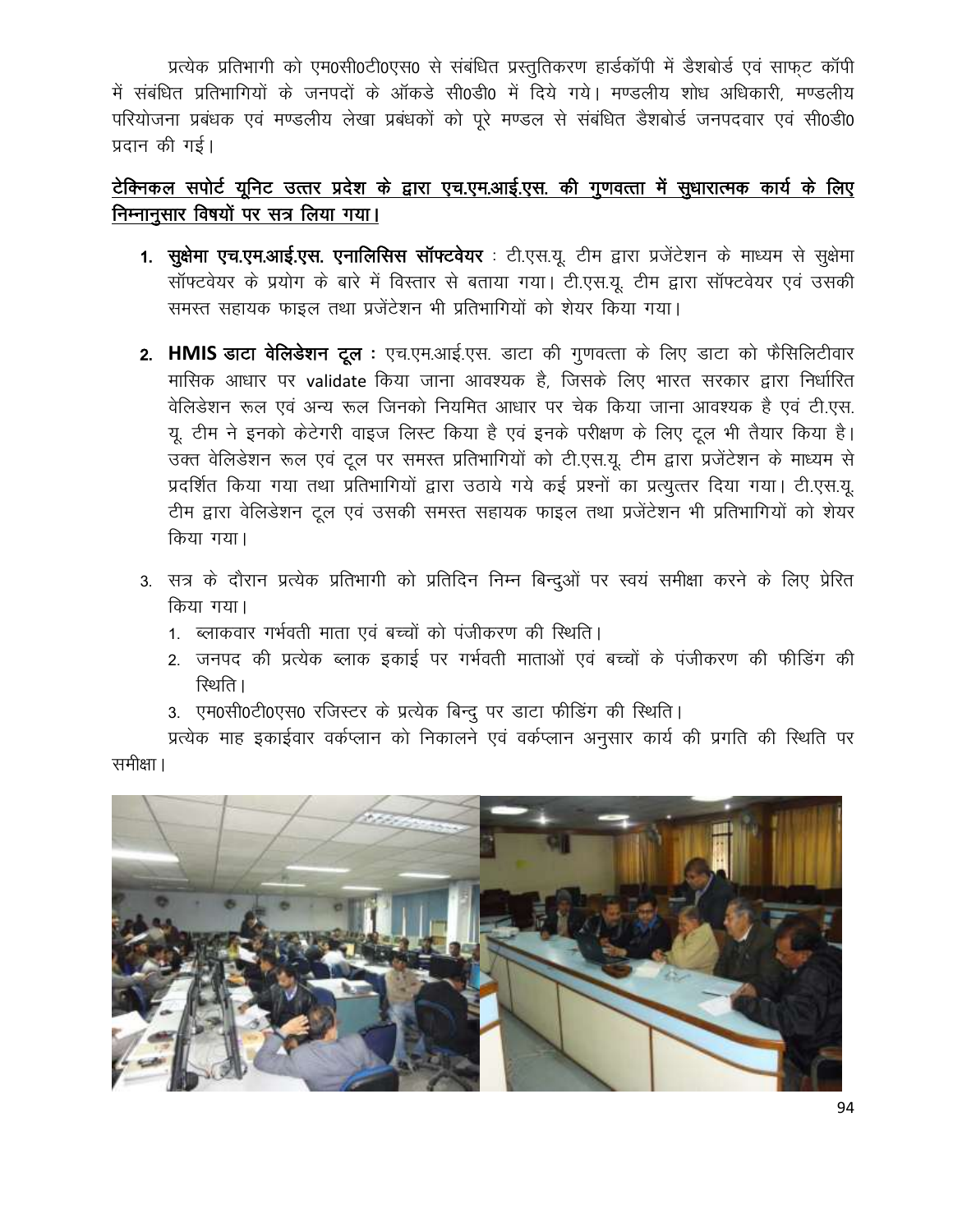प्रत्येक प्रतिभागी को एम0सी0टी0एस0 से संबंधित प्रस्तुतिकरण हार्डकॉपी में डैशबोर्ड एवं साफ्ट कॉपी में संबंधित प्रतिभागियों के जनपदों के ऑकडे सी0डी0 में दिये गये। मण्डलीय शोध अधिकारी, मण्डलीय परियोजना प्रबंधक एवं मण्डलीय लेखा प्रबंधकों को पूरे मण्डल से संबंधित डैशबोर्ड जनपदवार एवं सी0डी0 प्रदान की गई।

**<u>टेक्निकल सपोर्ट यूनिट उत्तर प्रदेश के द्वारा एच.एम.आई.एस. की गुणवत्ता में सुधारात्मक कार्य के लिए निम्नानुसार विषयों पर सत्र लिया गया।</u>**

1. **सुक्षेमा एच.एम.आई.एस. एनालिसिस सॉफ्टवेयर** : टी.एस.यू. टीम द्वारा प्रजेंटेशन के माध्यम से सुक्षेमा सॉफ्टवेयर के प्रयोग के बारे में विस्तार से बताया गया। टी.एस.यू. टीम द्वारा सॉफ्टवेयर एवं उसकी समस्त सहायक फाइल तथा प्रजेंटेशन भी प्रतिभागियों को शेयर किया गया।

2. **HMIS डाटा वेलिडेशन टूल :** एच.एम.आई.एस. डाटा की गुणवत्ता के लिए डाटा को फैसिलिटीवार मासिक आधार पर validate किया जाना आवश्यक है, जिसके लिए भारत सरकार द्वारा निर्धारित वेलिडेशन रूल एवं अन्य रूल जिनको नियमित आधार पर चेक किया जाना आवश्यक है एवं टी.एस. यू. टीम ने इनको केटेगरी वाइज लिस्ट किया है एवं इनके परीक्षण के लिए टूल भी तैयार किया है। उक्त वेलिडेशन रूल एवं टूल पर समस्त प्रतिभागियों को टी.एस.यू. टीम द्वारा प्रजेंटेशन के माध्यम से प्रदर्शित किया गया तथा प्रतिभागियों द्वारा उठाये गये कई प्रश्नों का प्रत्युत्तर दिया गया। टी.एस.यू. टीम द्वारा वेलिडेशन टूल एवं उसकी समस्त सहायक फाइल तथा प्रजेंटेशन भी प्रतिभागियों को शेयर किया गया।

3. सत्र के दौरान प्रत्येक प्रतिभागी को प्रतिदिन निम्न बिन्दुओं पर स्वयं समीक्षा करने के लिए प्रेरित किया गया।
   1. ब्लाकवार गर्भवती माता एवं बच्चों को पंजीकरण की स्थिति।
   2. जनपद की प्रत्येक ब्लाक इकाई पर गर्भवती माताओं एवं बच्चों के पंजीकरण की फीडिंग की स्थिति।
   3. एम0सी0टी0एस0 रजिस्टर के प्रत्येक बिन्दु पर डाटा फीडिंग की स्थिति।

प्रत्येक माह इकाईवार वर्कप्लान को निकालने एवं वर्कप्लान अनुसार कार्य की प्रगति की स्थिति पर समीक्षा।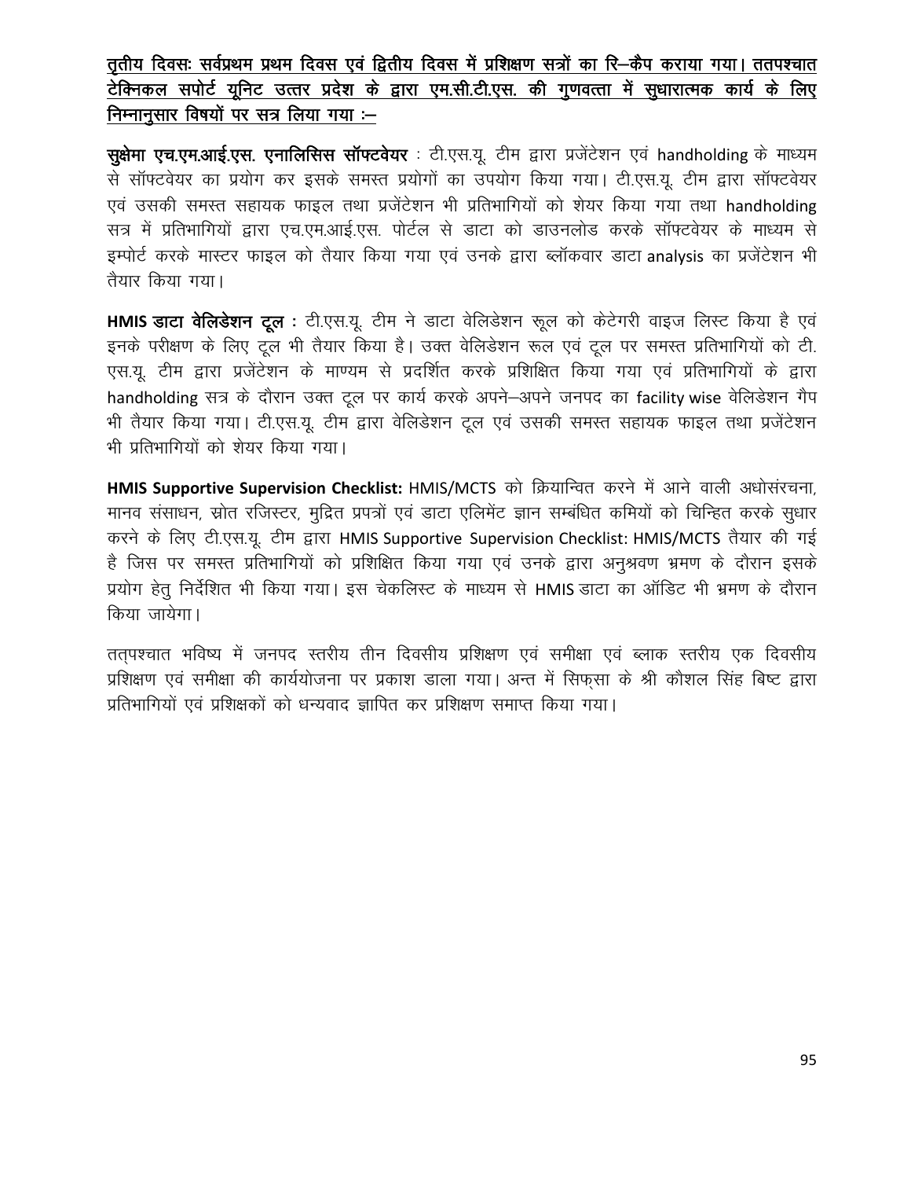<u>**तृतीय दिवसः सर्वप्रथम प्रथम दिवस एवं द्वितीय दिवस में प्रशिक्षण सत्रों का रि–कैप कराया गया। ततपश्चात टेक्निकल सपोर्ट यूनिट उत्तर प्रदेश के द्वारा एम.सी.टी.एस. की गुणवत्ता में सुधारात्मक कार्य के लिए निम्नानुसार विषयों पर सत्र लिया गया :–**</u>

**सुक्षेमा एच.एम.आई.एस. एनालिसिस सॉफ्टवेयर** : टी.एस.यू. टीम द्वारा प्रजेंटेशन एवं handholding के माध्यम से सॉफ्टवेयर का प्रयोग कर इसके समस्त प्रयोगों का उपयोग किया गया। टी.एस.यू. टीम द्वारा सॉफ्टवेयर एवं उसकी समस्त सहायक फाइल तथा प्रजेंटेशन भी प्रतिभागियों को शेयर किया गया तथा handholding सत्र में प्रतिभागियों द्वारा एच.एम.आई.एस. पोर्टल से डाटा को डाउनलोड करके सॉफ्टवेयर के माध्यम से इम्पोर्ट करके मास्टर फाइल को तैयार किया गया एवं उनके द्वारा ब्लॉकवार डाटा analysis का प्रजेंटेशन भी तैयार किया गया।

**HMIS डाटा वेलिडेशन टूल :** टी.एस.यू. टीम ने डाटा वेलिडेशन रूल को केटेगरी वाइज लिस्ट किया है एवं इनके परीक्षण के लिए टूल भी तैयार किया है। उक्त वेलिडेशन रूल एवं टूल पर समस्त प्रतिभागियों को टी.एस.यू. टीम द्वारा प्रजेंटेशन के माण्यम से प्रदर्शित करके प्रशिक्षित किया गया एवं प्रतिभागियों के द्वारा handholding सत्र के दौरान उक्त टूल पर कार्य करके अपने–अपने जनपद का facility wise वेलिडेशन गैप भी तैयार किया गया। टी.एस.यू. टीम द्वारा वेलिडेशन टूल एवं उसकी समस्त सहायक फाइल तथा प्रजेंटेशन भी प्रतिभागियों को शेयर किया गया।

**HMIS Supportive Supervision Checklist:** HMIS/MCTS को क्रियान्वित करने में आने वाली अधोसंरचना, मानव संसाधन, स्रोत रजिस्टर, मुद्रित प्रपत्रों एवं डाटा एलिमेंट ज्ञान सम्बंधित कमियों को चिन्हित करके सुधार करने के लिए टी.एस.यू. टीम द्वारा HMIS Supportive Supervision Checklist: HMIS/MCTS तैयार की गई है जिस पर समस्त प्रतिभागियों को प्रशिक्षित किया गया एवं उनके द्वारा अनुश्रवण भ्रमण के दौरान इसके प्रयोग हेतु निर्देशित भी किया गया। इस चेकलिस्ट के माध्यम से HMIS डाटा का ऑडिट भी भ्रमण के दौरान किया जायेगा।

तत्पश्चात भविष्य में जनपद स्तरीय तीन दिवसीय प्रशिक्षण एवं समीक्षा एवं ब्लाक स्तरीय एक दिवसीय प्रशिक्षण एवं समीक्षा की कार्ययोजना पर प्रकाश डाला गया। अन्त में सिफ्सा के श्री कौशल सिंह बिष्ट द्वारा प्रतिभागियों एवं प्रशिक्षकों को धन्यवाद ज्ञापित कर प्रशिक्षण समाप्त किया गया।